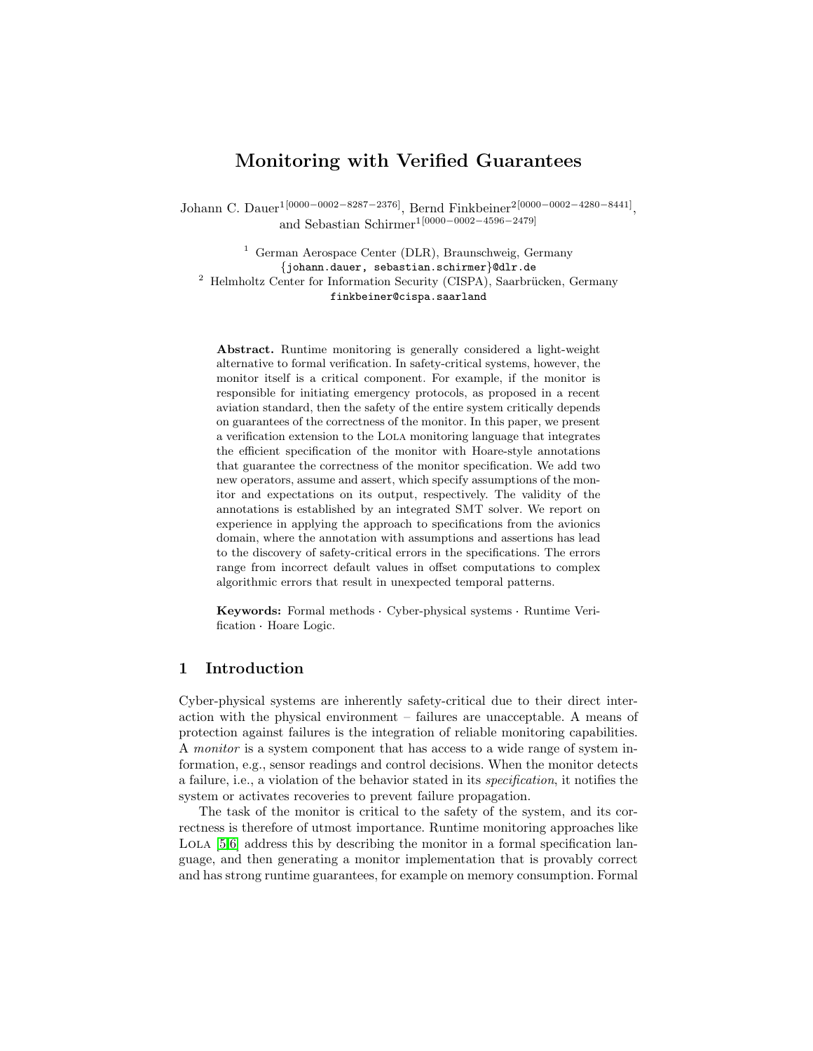# Monitoring with Verified Guarantees

Johann C. Dauer[1][0000−0002−8287−2376], Bernd Finkbeiner[2][0000−0002−4280−8441], and Sebastian Schirmer[1][0000−0002−4596−2479]

[1] German Aerospace Center (DLR), Braunschweig, Germany
{johann.dauer, sebastian.schirmer}@dlr.de
[2] Helmholtz Center for Information Security (CISPA), Saarbrücken, Germany
finkbeiner@cispa.saarland

**Abstract.** Runtime monitoring is generally considered a light-weight alternative to formal verification. In safety-critical systems, however, the monitor itself is a critical component. For example, if the monitor is responsible for initiating emergency protocols, as proposed in a recent aviation standard, then the safety of the entire system critically depends on guarantees of the correctness of the monitor. In this paper, we present a verification extension to the Lola monitoring language that integrates the efficient specification of the monitor with Hoare-style annotations that guarantee the correctness of the monitor specification. We add two new operators, assume and assert, which specify assumptions of the monitor and expectations on its output, respectively. The validity of the annotations is established by an integrated SMT solver. We report on experience in applying the approach to specifications from the avionics domain, where the annotation with assumptions and assertions has lead to the discovery of safety-critical errors in the specifications. The errors range from incorrect default values in offset computations to complex algorithmic errors that result in unexpected temporal patterns.

**Keywords:** Formal methods · Cyber-physical systems · Runtime Verification · Hoare Logic.

## 1 Introduction

Cyber-physical systems are inherently safety-critical due to their direct interaction with the physical environment – failures are unacceptable. A means of protection against failures is the integration of reliable monitoring capabilities. A *monitor* is a system component that has access to a wide range of system information, e.g., sensor readings and control decisions. When the monitor detects a failure, i.e., a violation of the behavior stated in its *specification*, it notifies the system or activates recoveries to prevent failure propagation.

The task of the monitor is critical to the safety of the system, and its correctness is therefore of utmost importance. Runtime monitoring approaches like Lola [5,6] address this by describing the monitor in a formal specification language, and then generating a monitor implementation that is provably correct and has strong runtime guarantees, for example on memory consumption. Formal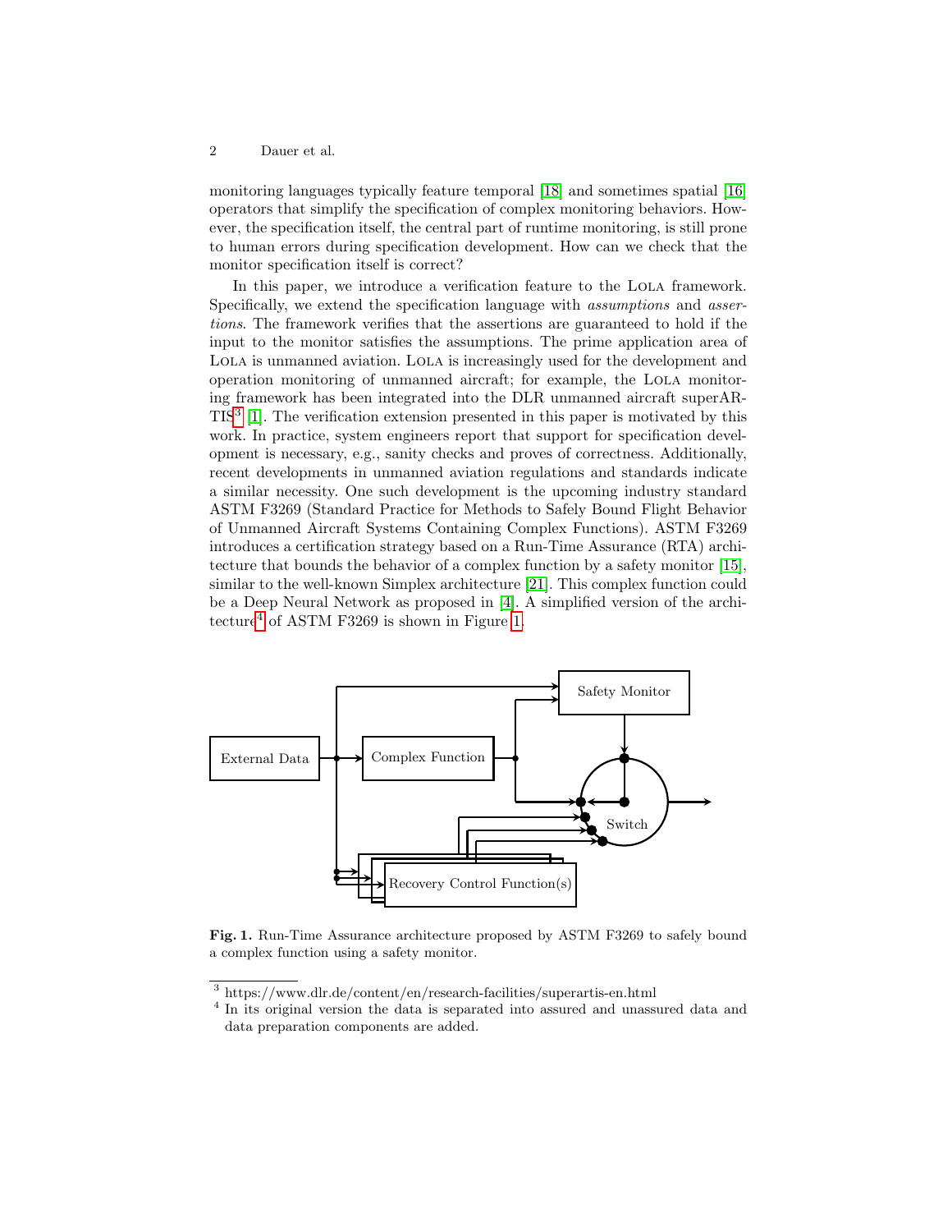monitoring languages typically feature temporal [18] and sometimes spatial [16] operators that simplify the specification of complex monitoring behaviors. However, the specification itself, the central part of runtime monitoring, is still prone to human errors during specification development. How can we check that the monitor specification itself is correct?

In this paper, we introduce a verification feature to the Lola framework. Specifically, we extend the specification language with *assumptions* and *assertions*. The framework verifies that the assertions are guaranteed to hold if the input to the monitor satisfies the assumptions. The prime application area of Lola is unmanned aviation. Lola is increasingly used for the development and operation monitoring of unmanned aircraft; for example, the Lola monitoring framework has been integrated into the DLR unmanned aircraft superARTIS[3] [1]. The verification extension presented in this paper is motivated by this work. In practice, system engineers report that support for specification development is necessary, e.g., sanity checks and proves of correctness. Additionally, recent developments in unmanned aviation regulations and standards indicate a similar necessity. One such development is the upcoming industry standard ASTM F3269 (Standard Practice for Methods to Safely Bound Flight Behavior of Unmanned Aircraft Systems Containing Complex Functions). ASTM F3269 introduces a certification strategy based on a Run-Time Assurance (RTA) architecture that bounds the behavior of a complex function by a safety monitor [15], similar to the well-known Simplex architecture [21]. This complex function could be a Deep Neural Network as proposed in [4]. A simplified version of the architecture[4] of ASTM F3269 is shown in Figure 1.

**Fig. 1.** Run-Time Assurance architecture proposed by ASTM F3269 to safely bound a complex function using a safety monitor.

[3] https://www.dlr.de/content/en/research-facilities/superartis-en.html

[4] In its original version the data is separated into assured and unassured data and data preparation components are added.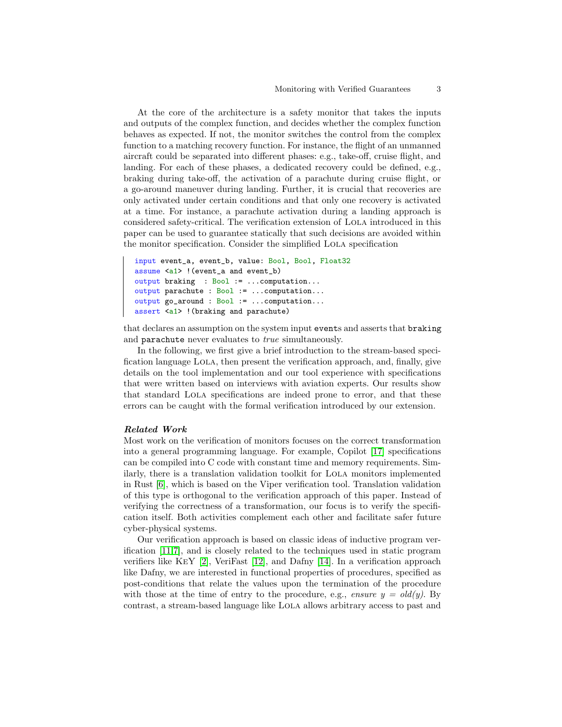At the core of the architecture is a safety monitor that takes the inputs and outputs of the complex function, and decides whether the complex function behaves as expected. If not, the monitor switches the control from the complex function to a matching recovery function. For instance, the flight of an unmanned aircraft could be separated into different phases: e.g., take-off, cruise flight, and landing. For each of these phases, a dedicated recovery could be defined, e.g., braking during take-off, the activation of a parachute during cruise flight, or a go-around maneuver during landing. Further, it is crucial that recoveries are only activated under certain conditions and that only one recovery is activated at a time. For instance, a parachute activation during a landing approach is considered safety-critical. The verification extension of Lola introduced in this paper can be used to guarantee statically that such decisions are avoided within the monitor specification. Consider the simplified Lola specification

```
input event_a, event_b, value: Bool, Bool, Float32
assume <a1> !(event_a and event_b)
output braking  : Bool := ...computation...
output parachute : Bool := ...computation...
output go_around : Bool := ...computation...
assert <a1> !(braking and parachute)
```

that declares an assumption on the system input events and asserts that braking and parachute never evaluates to *true* simultaneously.

In the following, we first give a brief introduction to the stream-based specification language Lola, then present the verification approach, and, finally, give details on the tool implementation and our tool experience with specifications that were written based on interviews with aviation experts. Our results show that standard Lola specifications are indeed prone to error, and that these errors can be caught with the formal verification introduced by our extension.

***Related Work***

Most work on the verification of monitors focuses on the correct transformation into a general programming language. For example, Copilot [17] specifications can be compiled into C code with constant time and memory requirements. Similarly, there is a translation validation toolkit for Lola monitors implemented in Rust [6], which is based on the Viper verification tool. Translation validation of this type is orthogonal to the verification approach of this paper. Instead of verifying the correctness of a transformation, our focus is to verify the specification itself. Both activities complement each other and facilitate safer future cyber-physical systems.

Our verification approach is based on classic ideas of inductive program verification [11,7], and is closely related to the techniques used in static program verifiers like KeY [2], VeriFast [12], and Dafny [14]. In a verification approach like Dafny, we are interested in functional properties of procedures, specified as post-conditions that relate the values upon the termination of the procedure with those at the time of entry to the procedure, e.g., *ensure* $y = old(y)$. By contrast, a stream-based language like Lola allows arbitrary access to past and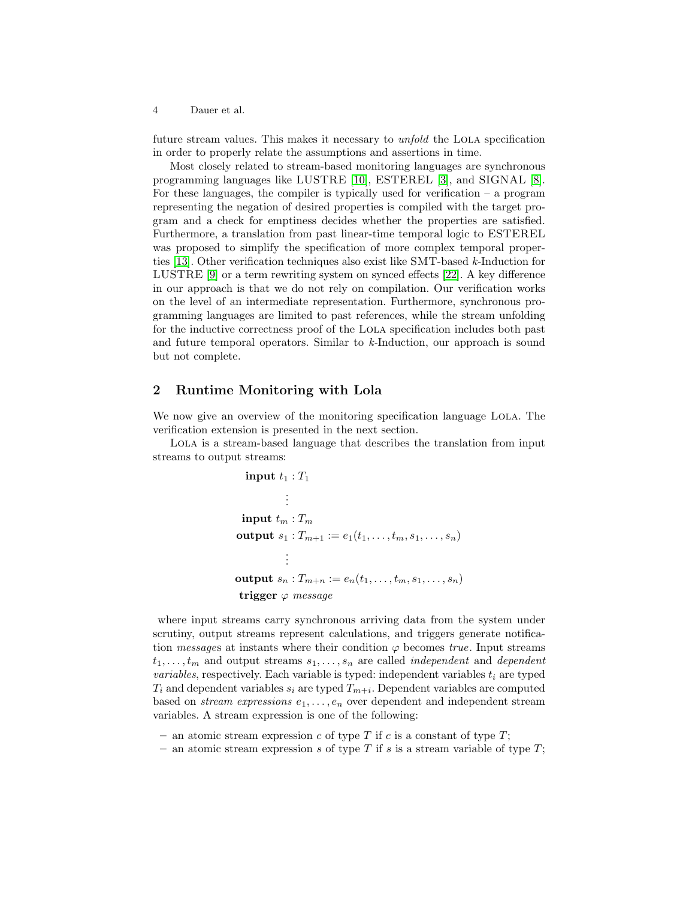future stream values. This makes it necessary to *unfold* the LOLA specification in order to properly relate the assumptions and assertions in time.

Most closely related to stream-based monitoring languages are synchronous programming languages like LUSTRE [10], ESTEREL [3], and SIGNAL [8]. For these languages, the compiler is typically used for verification – a program representing the negation of desired properties is compiled with the target program and a check for emptiness decides whether the properties are satisfied. Furthermore, a translation from past linear-time temporal logic to ESTEREL was proposed to simplify the specification of more complex temporal properties [13]. Other verification techniques also exist like SMT-based $k$-Induction for LUSTRE [9] or a term rewriting system on synced effects [22]. A key difference in our approach is that we do not rely on compilation. Our verification works on the level of an intermediate representation. Furthermore, synchronous programming languages are limited to past references, while the stream unfolding for the inductive correctness proof of the LOLA specification includes both past and future temporal operators. Similar to $k$-Induction, our approach is sound but not complete.

## 2 Runtime Monitoring with Lola

We now give an overview of the monitoring specification language LOLA. The verification extension is presented in the next section.

LOLA is a stream-based language that describes the translation from input streams to output streams:

$$
\begin{aligned}
&\textbf{input } t_1 : T_1 \\
&\quad\vdots \\
&\textbf{input } t_m : T_m \\
&\textbf{output } s_1 : T_{m+1} := e_1(t_1, \ldots, t_m, s_1, \ldots, s_n) \\
&\quad\vdots \\
&\textbf{output } s_n : T_{m+n} := e_n(t_1, \ldots, t_m, s_1, \ldots, s_n) \\
&\textbf{trigger } \varphi \ \textit{message}
\end{aligned}
$$

where input streams carry synchronous arriving data from the system under scrutiny, output streams represent calculations, and triggers generate notification *messages* at instants where their condition $\varphi$ becomes *true*. Input streams $t_1, \ldots, t_m$ and output streams $s_1, \ldots, s_n$ are called *independent* and *dependent variables*, respectively. Each variable is typed: independent variables $t_i$ are typed $T_i$ and dependent variables $s_i$ are typed $T_{m+i}$. Dependent variables are computed based on *stream expressions* $e_1, \ldots, e_n$ over dependent and independent stream variables. A stream expression is one of the following:

- an atomic stream expression $c$ of type $T$ if $c$ is a constant of type $T$;
- an atomic stream expression $s$ of type $T$ if $s$ is a stream variable of type $T$;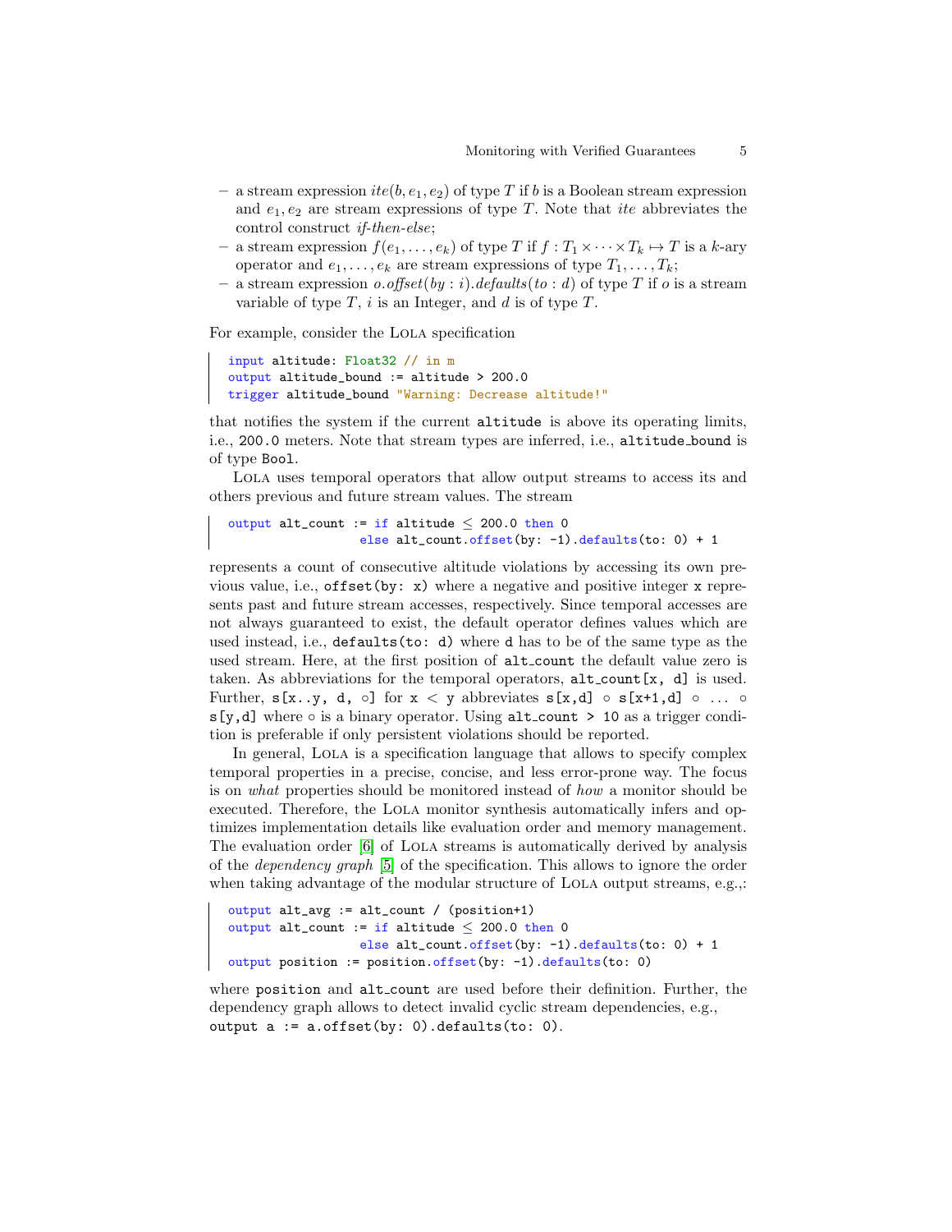- a stream expression $ite(b, e_1, e_2)$ of type $T$ if $b$ is a Boolean stream expression and $e_1, e_2$ are stream expressions of type $T$. Note that *ite* abbreviates the control construct *if-then-else*;
- a stream expression $f(e_1, \dots, e_k)$ of type $T$ if $f : T_1 \times \dots \times T_k \mapsto T$ is a $k$-ary operator and $e_1, \dots, e_k$ are stream expressions of type $T_1, \dots, T_k$;
- a stream expression $o.\mathit{offset}(by: i).\mathit{defaults}(to: d)$ of type $T$ if $o$ is a stream variable of type $T$, $i$ is an Integer, and $d$ is of type $T$.

For example, consider the Lola specification

```
input altitude: Float32 // in m
output altitude_bound := altitude > 200.0
trigger altitude_bound "Warning: Decrease altitude!"
```

that notifies the system if the current `altitude` is above its operating limits, i.e., `200.0` meters. Note that stream types are inferred, i.e., `altitude_bound` is of type `Bool`.

Lola uses temporal operators that allow output streams to access its and others previous and future stream values. The stream

```
output alt_count := if altitude ≤ 200.0 then 0
                    else alt_count.offset(by: -1).defaults(to: 0) + 1
```

represents a count of consecutive altitude violations by accessing its own previous value, i.e., `offset(by: x)` where a negative and positive integer `x` represents past and future stream accesses, respectively. Since temporal accesses are not always guaranteed to exist, the default operator defines values which are used instead, i.e., `defaults(to: d)` where `d` has to be of the same type as the used stream. Here, at the first position of `alt_count` the default value zero is taken. As abbreviations for the temporal operators, `alt_count[x, d]` is used. Further, `s[x..y, d, ∘]` for `x < y` abbreviates `s[x,d] ∘ s[x+1,d] ∘ ... ∘ s[y,d]` where ∘ is a binary operator. Using `alt_count > 10` as a trigger condition is preferable if only persistent violations should be reported.

In general, Lola is a specification language that allows to specify complex temporal properties in a precise, concise, and less error-prone way. The focus is on *what* properties should be monitored instead of *how* a monitor should be executed. Therefore, the Lola monitor synthesis automatically infers and optimizes implementation details like evaluation order and memory management. The evaluation order [6] of Lola streams is automatically derived by analysis of the *dependency graph* [5] of the specification. This allows to ignore the order when taking advantage of the modular structure of Lola output streams, e.g.,:

```
output alt_avg := alt_count / (position+1)
output alt_count := if altitude ≤ 200.0 then 0
                    else alt_count.offset(by: -1).defaults(to: 0) + 1
output position := position.offset(by: -1).defaults(to: 0)
```

where `position` and `alt_count` are used before their definition. Further, the dependency graph allows to detect invalid cyclic stream dependencies, e.g., `output a := a.offset(by: 0).defaults(to: 0)`.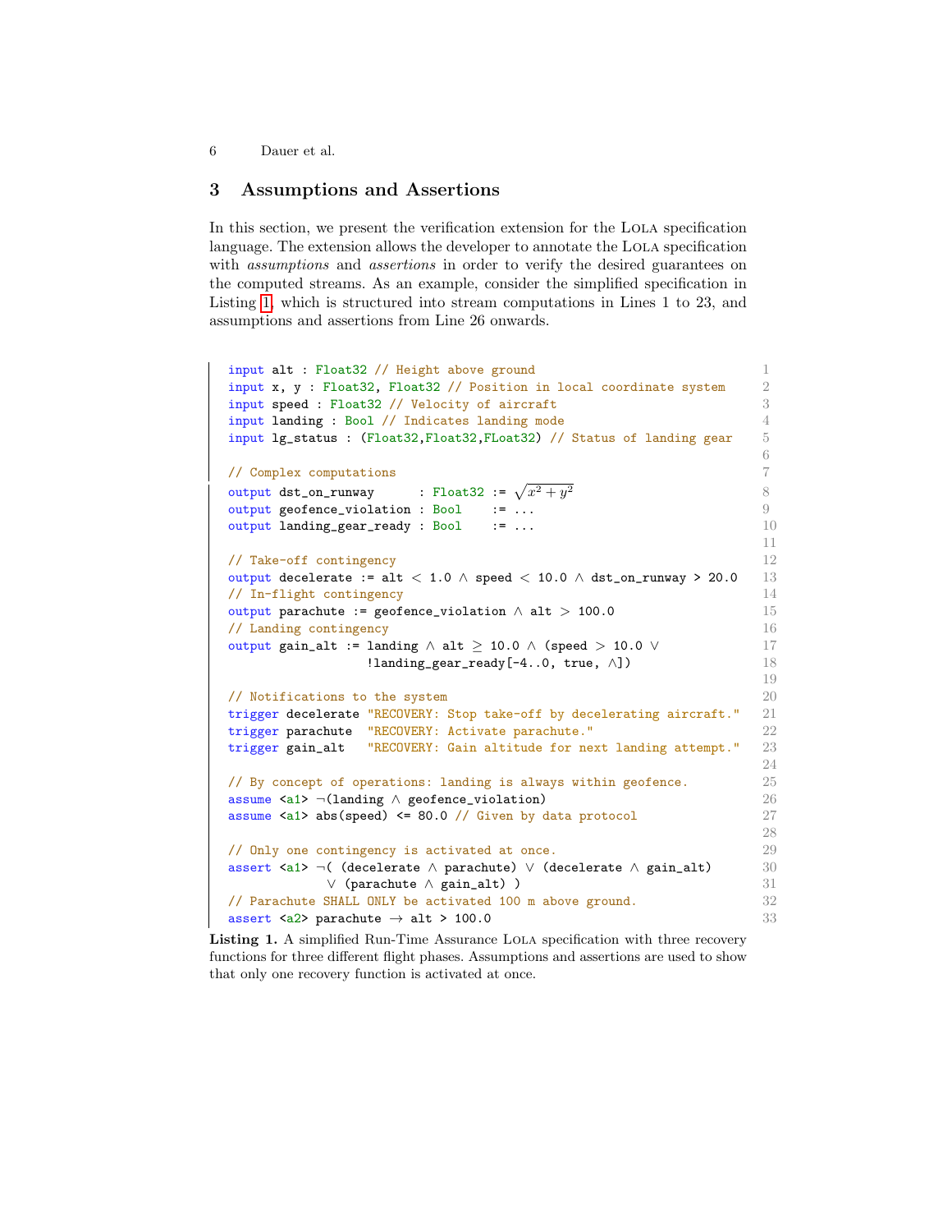## 3 Assumptions and Assertions

In this section, we present the verification extension for the Lola specification language. The extension allows the developer to annotate the Lola specification with *assumptions* and *assertions* in order to verify the desired guarantees on the computed streams. As an example, consider the simplified specification in Listing 1, which is structured into stream computations in Lines 1 to 23, and assumptions and assertions from Line 26 onwards.

```
input alt : Float32 // Height above ground                                    1
input x, y : Float32, Float32 // Position in local coordinate system          2
input speed : Float32 // Velocity of aircraft                                 3
input landing : Bool // Indicates landing mode                                4
input lg_status : (Float32,Float32,FLoat32) // Status of landing gear         5
                                                                              6
// Complex computations                                                       7
output dst_on_runway      : Float32 := √(x² + y²)                             8
output geofence_violation : Bool    := ...                                    9
output landing_gear_ready : Bool    := ...                                    10
                                                                              11
// Take-off contingency                                                       12
output decelerate := alt < 1.0 ∧ speed < 10.0 ∧ dst_on_runway > 20.0          13
// In-flight contingency                                                      14
output parachute := geofence_violation ∧ alt > 100.0                          15
// Landing contingency                                                        16
output gain_alt := landing ∧ alt ≥ 10.0 ∧ (speed > 10.0 ∨                     17
                   !landing_gear_ready[-4..0, true, ∧])                        18
                                                                              19
// Notifications to the system                                                20
trigger decelerate "RECOVERY: Stop take-off by decelerating aircraft."        21
trigger parachute  "RECOVERY: Activate parachute."                            22
trigger gain_alt   "RECOVERY: Gain altitude for next landing attempt."        23
                                                                              24
// By concept of operations: landing is always within geofence.               25
assume <a1> ¬(landing ∧ geofence_violation)                                   26
assume <a1> abs(speed) <= 80.0 // Given by data protocol                      27
                                                                              28
// Only one contingency is activated at once.                                 29
assert <a1> ¬( (decelerate ∧ parachute) ∨ (decelerate ∧ gain_alt)             30
            ∨ (parachute ∧ gain_alt) )                                        31
// Parachute SHALL ONLY be activated 100 m above ground.                      32
assert <a2> parachute → alt > 100.0                                           33
```

**Listing 1.** A simplified Run-Time Assurance Lola specification with three recovery functions for three different flight phases. Assumptions and assertions are used to show that only one recovery function is activated at once.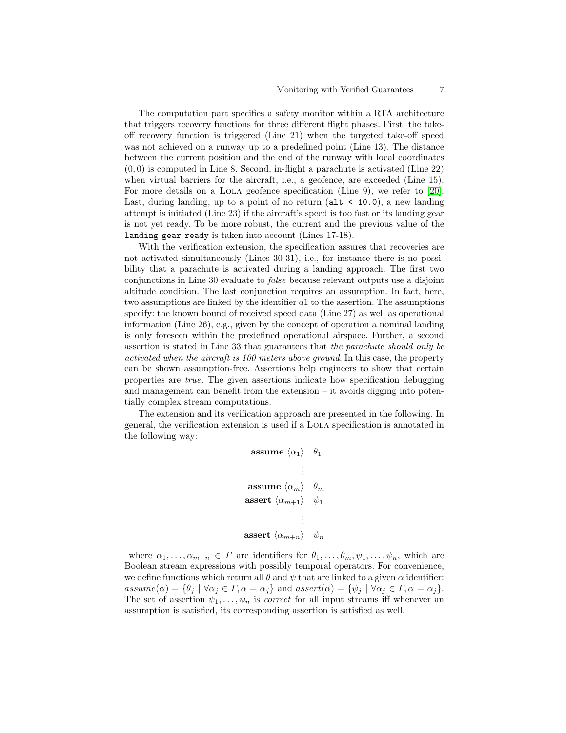The computation part specifies a safety monitor within a RTA architecture that triggers recovery functions for three different flight phases. First, the take-off recovery function is triggered (Line 21) when the targeted take-off speed was not achieved on a runway up to a predefined point (Line 13). The distance between the current position and the end of the runway with local coordinates $(0, 0)$ is computed in Line 8. Second, in-flight a parachute is activated (Line 22) when virtual barriers for the aircraft, i.e., a geofence, are exceeded (Line 15). For more details on a LOLA geofence specification (Line 9), we refer to [20]. Last, during landing, up to a point of no return (`alt < 10.0`), a new landing attempt is initiated (Line 23) if the aircraft's speed is too fast or its landing gear is not yet ready. To be more robust, the current and the previous value of the `landing_gear_ready` is taken into account (Lines 17-18).

With the verification extension, the specification assures that recoveries are not activated simultaneously (Lines 30-31), i.e., for instance there is no possibility that a parachute is activated during a landing approach. The first two conjunctions in Line 30 evaluate to *false* because relevant outputs use a disjoint altitude condition. The last conjunction requires an assumption. In fact, here, two assumptions are linked by the identifier $a1$ to the assertion. The assumptions specify: the known bound of received speed data (Line 27) as well as operational information (Line 26), e.g., given by the concept of operation a nominal landing is only foreseen within the predefined operational airspace. Further, a second assertion is stated in Line 33 that guarantees that *the parachute should only be activated when the aircraft is 100 meters above ground*. In this case, the property can be shown assumption-free. Assertions help engineers to show that certain properties are *true*. The given assertions indicate how specification debugging and management can benefit from the extension – it avoids digging into potentially complex stream computations.

The extension and its verification approach are presented in the following. In general, the verification extension is used if a LOLA specification is annotated in the following way:

$$
\begin{array}{rl}
\textbf{assume } \langle \alpha_1 \rangle & \theta_1 \\
& \vdots \\
\textbf{assume } \langle \alpha_m \rangle & \theta_m \\
\textbf{assert } \langle \alpha_{m+1} \rangle & \psi_1 \\
& \vdots \\
\textbf{assert } \langle \alpha_{m+n} \rangle & \psi_n
\end{array}
$$

where $\alpha_1, \ldots, \alpha_{m+n} \in \Gamma$ are identifiers for $\theta_1, \ldots, \theta_m, \psi_1, \ldots, \psi_n$, which are Boolean stream expressions with possibly temporal operators. For convenience, we define functions which return all $\theta$ and $\psi$ that are linked to a given $\alpha$ identifier: $assume(\alpha) = \{\theta_j \mid \forall \alpha_j \in \Gamma, \alpha = \alpha_j\}$ and $assert(\alpha) = \{\psi_j \mid \forall \alpha_j \in \Gamma, \alpha = \alpha_j\}$. The set of assertion $\psi_1, \ldots, \psi_n$ is *correct* for all input streams iff whenever an assumption is satisfied, its corresponding assertion is satisfied as well.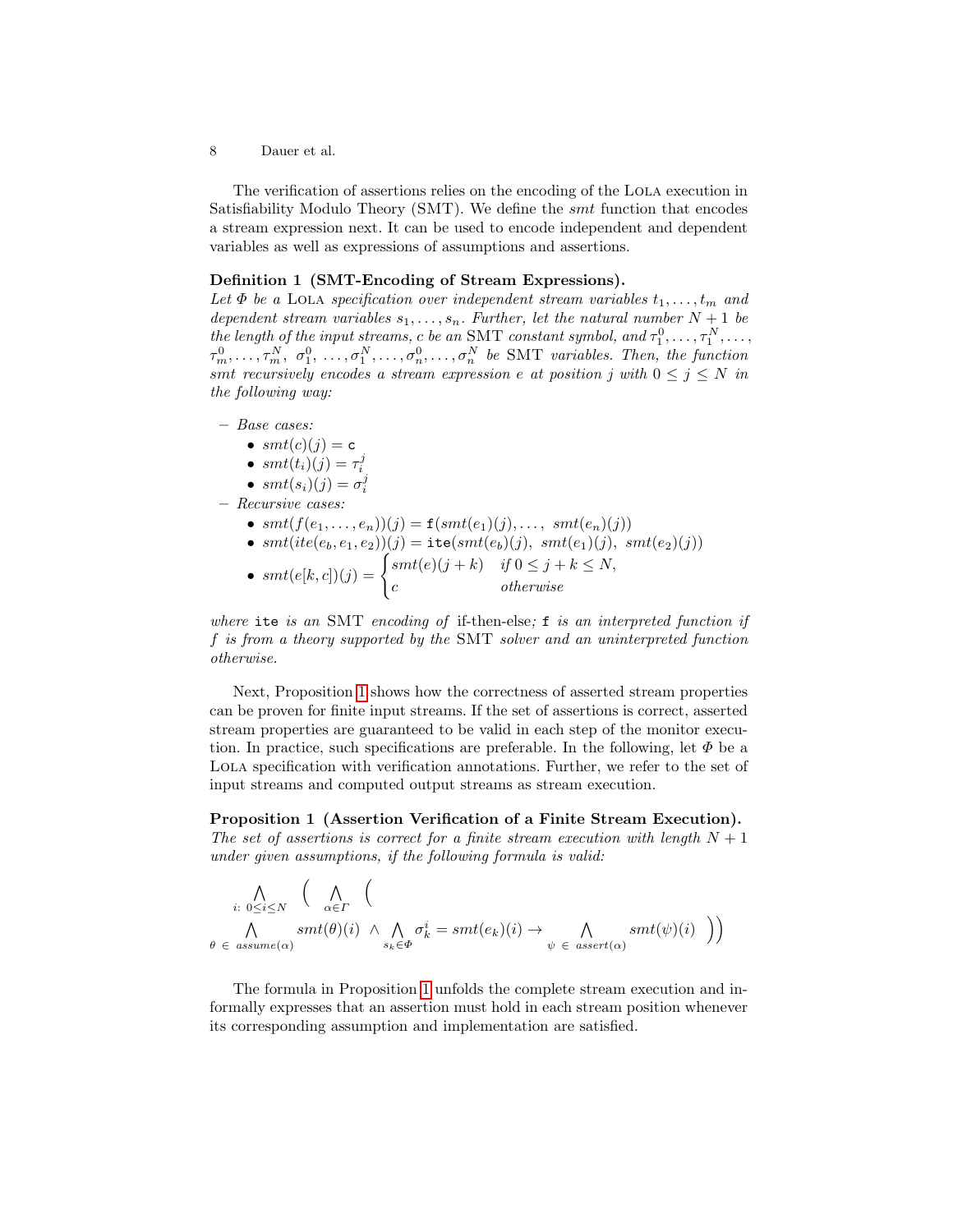The verification of assertions relies on the encoding of the LOLA execution in Satisfiability Modulo Theory (SMT). We define the *smt* function that encodes a stream expression next. It can be used to encode independent and dependent variables as well as expressions of assumptions and assertions.

**Definition 1 (SMT-Encoding of Stream Expressions).**
*Let $\Phi$ be a* LOLA *specification over independent stream variables $t_1, \ldots, t_m$ and dependent stream variables $s_1, \ldots, s_n$. Further, let the natural number $N+1$ be the length of the input streams, $c$ be an* SMT *constant symbol, and $\tau_1^0, \ldots, \tau_1^N, \ldots, \tau_m^0, \ldots, \tau_m^N$, $\sigma_1^0, \ldots, \sigma_1^N, \ldots, \sigma_n^0, \ldots, \sigma_n^N$ be* SMT *variables. Then, the function smt recursively encodes a stream expression $e$ at position $j$ with $0 \leq j \leq N$ in the following way:*

- *Base cases:*
  - $smt(c)(j) = \mathtt{c}$
  - $smt(t_i)(j) = \tau_i^j$
  - $smt(s_i)(j) = \sigma_i^j$
- *Recursive cases:*
  - $smt(f(e_1, \ldots, e_n))(j) = \mathtt{f}(smt(e_1)(j), \ldots,\ smt(e_n)(j))$
  - $smt(ite(e_b, e_1, e_2))(j) = \mathtt{ite}(smt(e_b)(j),\ smt(e_1)(j),\ smt(e_2)(j))$
  - $smt(e[k, c])(j) = \begin{cases} smt(e)(j+k) & \text{if } 0 \leq j+k \leq N, \\ c & \text{otherwise} \end{cases}$

*where* `ite` *is an* SMT *encoding of* if-then-else*;* `f` *is an interpreted function if $f$ is from a theory supported by the* SMT *solver and an uninterpreted function otherwise.*

Next, Proposition 1 shows how the correctness of asserted stream properties can be proven for finite input streams. If the set of assertions is correct, asserted stream properties are guaranteed to be valid in each step of the monitor execution. In practice, such specifications are preferable. In the following, let $\Phi$ be a LOLA specification with verification annotations. Further, we refer to the set of input streams and computed output streams as stream execution.

**Proposition 1 (Assertion Verification of a Finite Stream Execution).**
*The set of assertions is correct for a finite stream execution with length $N+1$ under given assumptions, if the following formula is valid:*

$$\bigwedge_{i:\ 0 \leq i \leq N} \left( \bigwedge_{\alpha \in \Gamma} \left( \bigwedge_{\theta\ \in\ assume(\alpha)} smt(\theta)(i)\ \wedge \bigwedge_{s_k \in \Phi} \sigma_k^i = smt(e_k)(i) \rightarrow \bigwedge_{\psi\ \in\ assert(\alpha)} smt(\psi)(i) \right)\right)$$

The formula in Proposition 1 unfolds the complete stream execution and informally expresses that an assertion must hold in each stream position whenever its corresponding assumption and implementation are satisfied.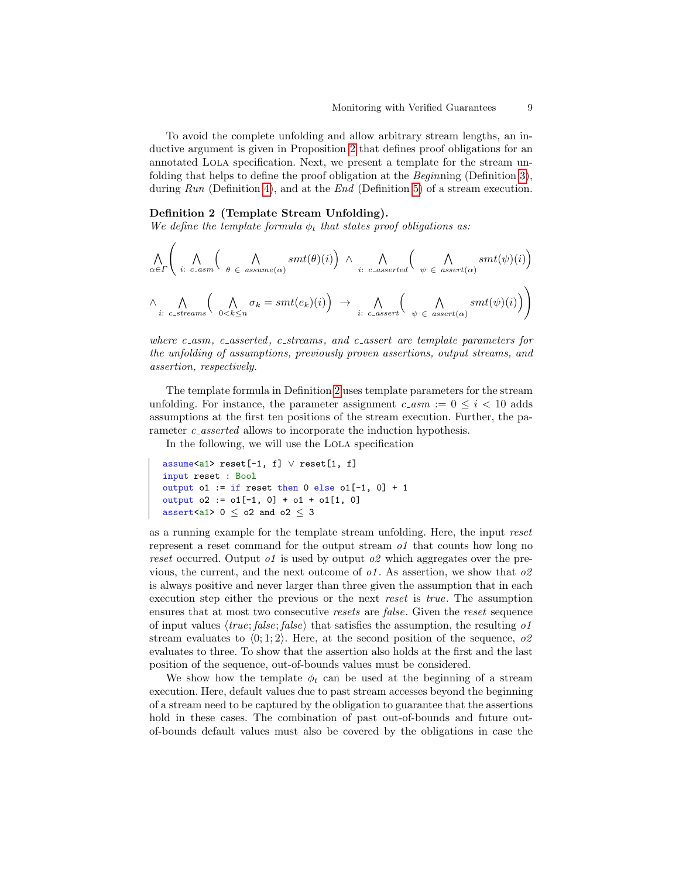To avoid the complete unfolding and allow arbitrary stream lengths, an inductive argument is given in Proposition 2 that defines proof obligations for an annotated Lola specification. Next, we present a template for the stream unfolding that helps to define the proof obligation at the *Begin*ning (Definition 3), during *Run* (Definition 4), and at the *End* (Definition 5) of a stream execution.

**Definition 2 (Template Stream Unfolding).**
*We define the template formula $\phi_t$ that states proof obligations as:*

$$\bigwedge_{\alpha \in \Gamma} \Bigg( \bigwedge_{i:\ c\_asm} \Big( \bigwedge_{\theta\ \in\ assume(\alpha)} smt(\theta)(i) \Big) \ \wedge \bigwedge_{i:\ c\_asserted} \Big( \bigwedge_{\psi\ \in\ assert(\alpha)} smt(\psi)(i) \Big)$$

$$\wedge \bigwedge_{i:\ c\_streams} \Big( \bigwedge_{0<k\leq n} \sigma_k = smt(e_k)(i) \Big) \ \rightarrow \bigwedge_{i:\ c\_assert} \Big( \bigwedge_{\psi\ \in\ assert(\alpha)} smt(\psi)(i) \Big) \Bigg)$$

*where $c\_asm$, $c\_asserted$, $c\_streams$, and $c\_assert$ are template parameters for the unfolding of assumptions, previously proven assertions, output streams, and assertion, respectively.*

The template formula in Definition 2 uses template parameters for the stream unfolding. For instance, the parameter assignment $c\_asm := 0 \leq i < 10$ adds assumptions at the first ten positions of the stream execution. Further, the parameter $c\_asserted$ allows to incorporate the induction hypothesis.

In the following, we will use the Lola specification

```
assume<a1> reset[-1, f] ∨ reset[1, f]
input reset : Bool
output o1 := if reset then 0 else o1[-1, 0] + 1
output o2 := o1[-1, 0] + o1 + o1[1, 0]
assert<a1> 0 ≤ o2 and o2 ≤ 3
```

as a running example for the template stream unfolding. Here, the input *reset* represent a reset command for the output stream *o1* that counts how long no *reset* occurred. Output *o1* is used by output *o2* which aggregates over the previous, the current, and the next outcome of *o1*. As assertion, we show that *o2* is always positive and never larger than three given the assumption that in each execution step either the previous or the next *resets* is *true*. The assumption ensures that at most two consecutive *resets* are *false*. Given the *reset* sequence of input values $\langle true; false; false \rangle$ that satisfies the assumption, the resulting *o1* stream evaluates to $\langle 0; 1; 2 \rangle$. Here, at the second position of the sequence, *o2* evaluates to three. To show that the assertion also holds at the first and the last position of the sequence, out-of-bounds values must be considered.

We show how the template $\phi_t$ can be used at the beginning of a stream execution. Here, default values due to past stream accesses beyond the beginning of a stream need to be captured by the obligation to guarantee that the assertions hold in these cases. The combination of past out-of-bounds and future out-of-bounds default values must also be covered by the obligations in case the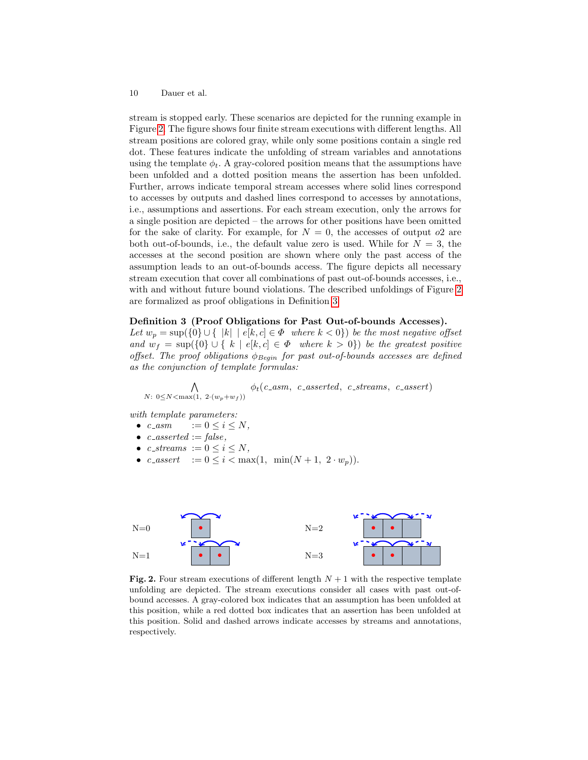stream is stopped early. These scenarios are depicted for the running example in Figure 2. The figure shows four finite stream executions with different lengths. All stream positions are colored gray, while only some positions contain a single red dot. These features indicate the unfolding of stream variables and annotations using the template $\phi_t$. A gray-colored position means that the assumptions have been unfolded and a dotted position means the assertion has been unfolded. Further, arrows indicate temporal stream accesses where solid lines correspond to accesses by outputs and dashed lines correspond to accesses by annotations, i.e., assumptions and assertions. For each stream execution, only the arrows for a single position are depicted – the arrows for other positions have been omitted for the sake of clarity. For example, for $N = 0$, the accesses of output $o2$ are both out-of-bounds, i.e., the default value zero is used. While for $N = 3$, the accesses at the second position are shown where only the past access of the assumption leads to an out-of-bounds access. The figure depicts all necessary stream execution that cover all combinations of past out-of-bounds accesses, i.e., with and without future bound violations. The described unfoldings of Figure 2 are formalized as proof obligations in Definition 3.

**Definition 3 (Proof Obligations for Past Out-of-bounds Accesses).** *Let* $w_p = \sup(\{0\} \cup \{\ |k| \mid e[k, c] \in \Phi \ \text{ where } k < 0\})$ *be the most negative offset and* $w_f = \sup(\{0\} \cup \{\ k \mid e[k, c] \in \Phi \ \text{ where } k > 0\})$ *be the greatest positive offset. The proof obligations* $\phi_{Begin}$ *for past out-of-bounds accesses are defined as the conjunction of template formulas:*

$$\bigwedge_{N:\ 0 \leq N < \max(1,\ 2\cdot(w_p + w_f))} \phi_t(c\_asm,\ c\_asserted,\ c\_streams,\ c\_assert)$$

*with template parameters:*

- $c\_asm \quad := 0 \leq i \leq N,$
- $c\_asserted := false,$
- $c\_streams := 0 \leq i \leq N,$
- $c\_assert \quad := 0 \leq i < \max(1,\ \min(N + 1,\ 2 \cdot w_p)).$

**Fig. 2.** Four stream executions of different length $N + 1$ with the respective template unfolding are depicted. The stream executions consider all cases with past out-of-bound accesses. A gray-colored box indicates that an assumption has been unfolded at this position, while a red dotted box indicates that an assertion has been unfolded at this position. Solid and dashed arrows indicate accesses by streams and annotations, respectively.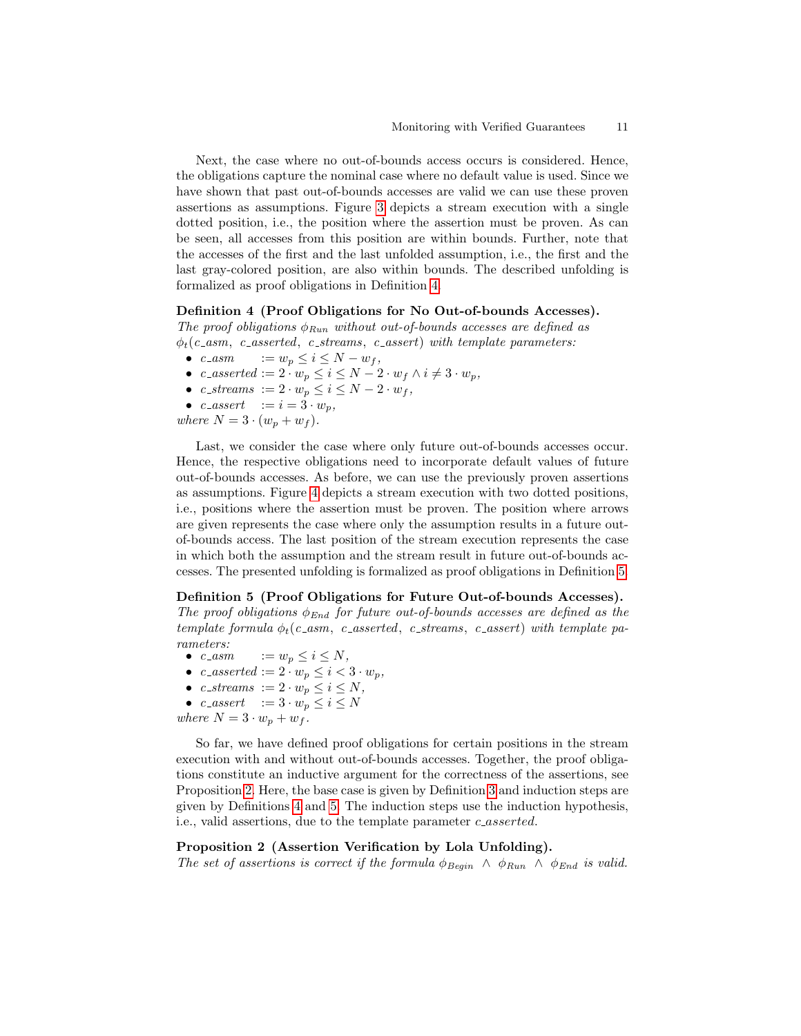Next, the case where no out-of-bounds access occurs is considered. Hence, the obligations capture the nominal case where no default value is used. Since we have shown that past out-of-bounds accesses are valid we can use these proven assertions as assumptions. Figure 3 depicts a stream execution with a single dotted position, i.e., the position where the assertion must be proven. As can be seen, all accesses from this position are within bounds. Further, note that the accesses of the first and the last unfolded assumption, i.e., the first and the last gray-colored position, are also within bounds. The described unfolding is formalized as proof obligations in Definition 4.

**Definition 4 (Proof Obligations for No Out-of-bounds Accesses).** *The proof obligations $\phi_{Run}$ without out-of-bounds accesses are defined as $\phi_t(c\_asm,\ c\_asserted,\ c\_streams,\ c\_assert)$ with template parameters:*

- $c\_asm \quad := w_p \leq i \leq N - w_f$,
- $c\_asserted := 2 \cdot w_p \leq i \leq N - 2 \cdot w_f \wedge i \neq 3 \cdot w_p$,
- $c\_streams \ := 2 \cdot w_p \leq i \leq N - 2 \cdot w_f$,
- $c\_assert \quad := i = 3 \cdot w_p$,

*where $N = 3 \cdot (w_p + w_f)$.*

Last, we consider the case where only future out-of-bounds accesses occur. Hence, the respective obligations need to incorporate default values of future out-of-bounds accesses. As before, we can use the previously proven assertions as assumptions. Figure 4 depicts a stream execution with two dotted positions, i.e., positions where the assertion must be proven. The position where arrows are given represents the case where only the assumption results in a future out-of-bounds access. The last position of the stream execution represents the case in which both the assumption and the stream result in future out-of-bounds accesses. The presented unfolding is formalized as proof obligations in Definition 5.

**Definition 5 (Proof Obligations for Future Out-of-bounds Accesses).** *The proof obligations $\phi_{End}$ for future out-of-bounds accesses are defined as the template formula $\phi_t(c\_asm,\ c\_asserted,\ c\_streams,\ c\_assert)$ with template parameters:*

- $c\_asm \quad := w_p \leq i \leq N$,
- $c\_asserted := 2 \cdot w_p \leq i < 3 \cdot w_p$,
- $c\_streams \ := 2 \cdot w_p \leq i \leq N$,
- $c\_assert \quad := 3 \cdot w_p \leq i \leq N$

*where $N = 3 \cdot w_p + w_f$.*

So far, we have defined proof obligations for certain positions in the stream execution with and without out-of-bounds accesses. Together, the proof obligations constitute an inductive argument for the correctness of the assertions, see Proposition 2. Here, the base case is given by Definition 3 and induction steps are given by Definitions 4 and 5. The induction steps use the induction hypothesis, i.e., valid assertions, due to the template parameter *c_asserted*.

**Proposition 2 (Assertion Verification by Lola Unfolding).** *The set of assertions is correct if the formula $\phi_{Begin} \ \wedge \ \phi_{Run} \ \wedge \ \phi_{End}$ is valid.*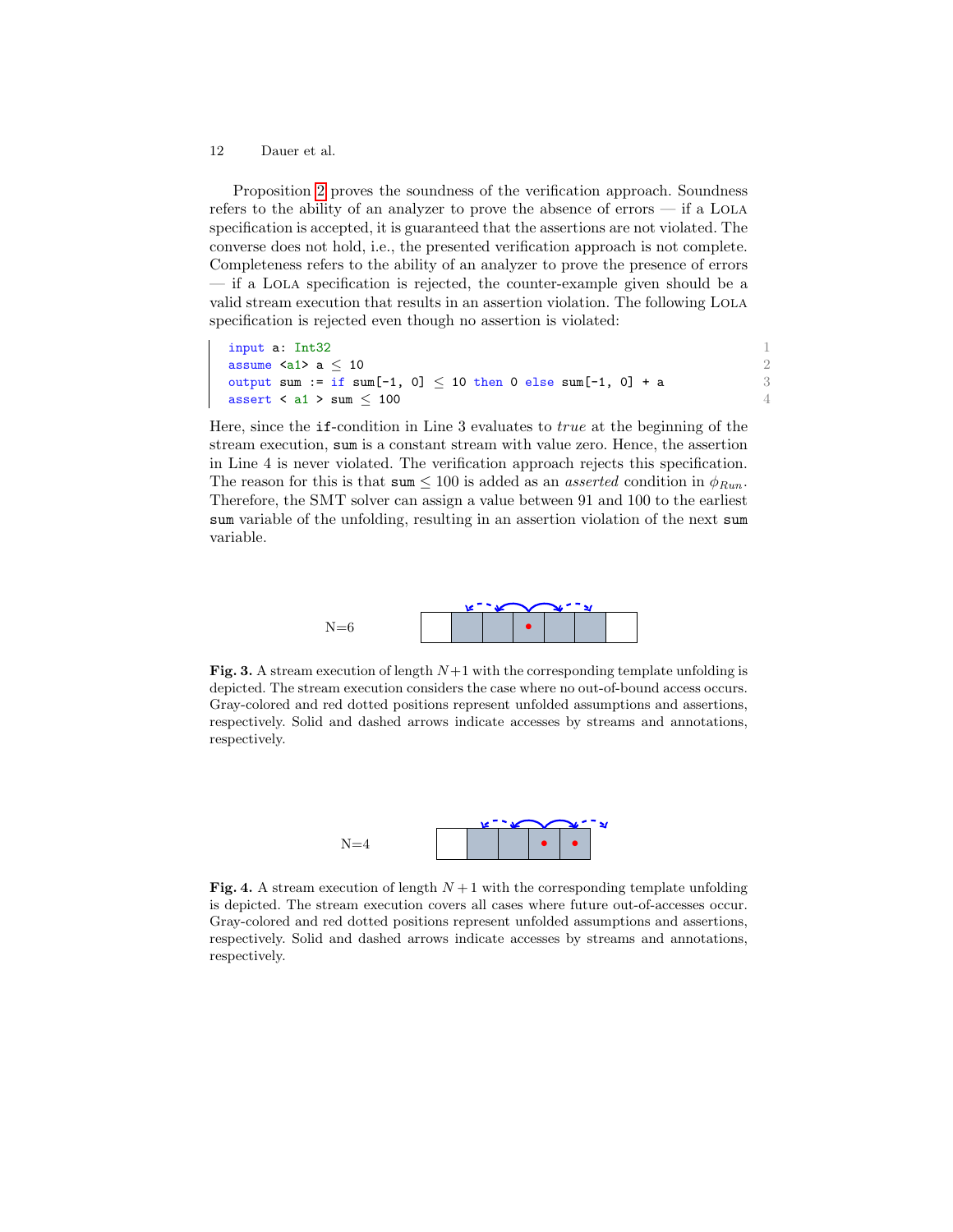Proposition 2 proves the soundness of the verification approach. Soundness refers to the ability of an analyzer to prove the absence of errors — if a LOLA specification is accepted, it is guaranteed that the assertions are not violated. The converse does not hold, i.e., the presented verification approach is not complete. Completeness refers to the ability of an analyzer to prove the presence of errors — if a LOLA specification is rejected, the counter-example given should be a valid stream execution that results in an assertion violation. The following LOLA specification is rejected even though no assertion is violated:

```
input a: Int32                                                    1
assume <a1> a ≤ 10                                                2
output sum := if sum[-1, 0] ≤ 10 then 0 else sum[-1, 0] + a       3
assert < a1 > sum ≤ 100                                           4
```

Here, since the if-condition in Line 3 evaluates to *true* at the beginning of the stream execution, sum is a constant stream with value zero. Hence, the assertion in Line 4 is never violated. The verification approach rejects this specification. The reason for this is that sum $\leq 100$ is added as an *asserted* condition in $\phi_{Run}$. Therefore, the SMT solver can assign a value between 91 and 100 to the earliest sum variable of the unfolding, resulting in an assertion violation of the next sum variable.

N=6

**Fig. 3.** A stream execution of length $N+1$ with the corresponding template unfolding is depicted. The stream execution considers the case where no out-of-bound access occurs. Gray-colored and red dotted positions represent unfolded assumptions and assertions, respectively. Solid and dashed arrows indicate accesses by streams and annotations, respectively.

N=4

**Fig. 4.** A stream execution of length $N+1$ with the corresponding template unfolding is depicted. The stream execution covers all cases where future out-of-accesses occur. Gray-colored and red dotted positions represent unfolded assumptions and assertions, respectively. Solid and dashed arrows indicate accesses by streams and annotations, respectively.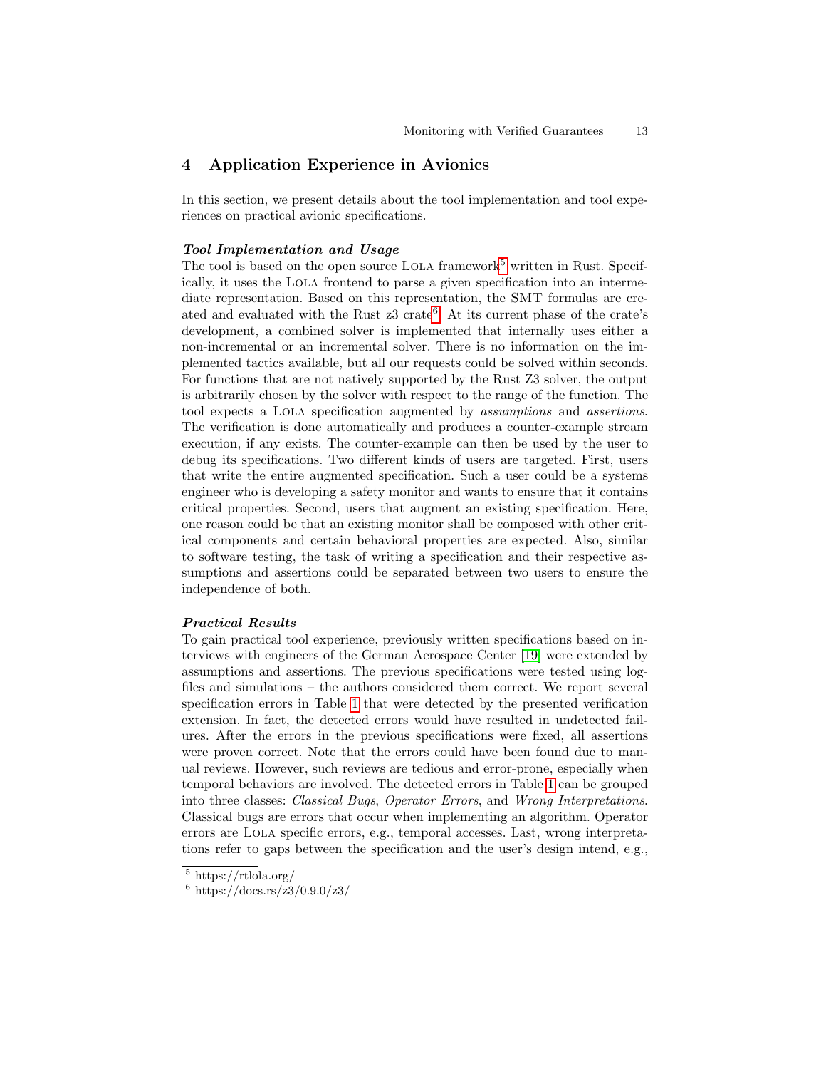## 4 Application Experience in Avionics

In this section, we present details about the tool implementation and tool experiences on practical avionic specifications.

***Tool Implementation and Usage***

The tool is based on the open source Lola framework[5] written in Rust. Specifically, it uses the Lola frontend to parse a given specification into an intermediate representation. Based on this representation, the SMT formulas are created and evaluated with the Rust z3 crate[6]. At its current phase of the crate's development, a combined solver is implemented that internally uses either a non-incremental or an incremental solver. There is no information on the implemented tactics available, but all our requests could be solved within seconds. For functions that are not natively supported by the Rust Z3 solver, the output is arbitrarily chosen by the solver with respect to the range of the function. The tool expects a Lola specification augmented by *assumptions* and *assertions*. The verification is done automatically and produces a counter-example stream execution, if any exists. The counter-example can then be used by the user to debug its specifications. Two different kinds of users are targeted. First, users that write the entire augmented specification. Such a user could be a systems engineer who is developing a safety monitor and wants to ensure that it contains critical properties. Second, users that augment an existing specification. Here, one reason could be that an existing monitor shall be composed with other critical components and certain behavioral properties are expected. Also, similar to software testing, the task of writing a specification and their respective assumptions and assertions could be separated between two users to ensure the independence of both.

***Practical Results***

To gain practical tool experience, previously written specifications based on interviews with engineers of the German Aerospace Center [19] were extended by assumptions and assertions. The previous specifications were tested using log-files and simulations – the authors considered them correct. We report several specification errors in Table 1 that were detected by the presented verification extension. In fact, the detected errors would have resulted in undetected failures. After the errors in the previous specifications were fixed, all assertions were proven correct. Note that the errors could have been found due to manual reviews. However, such reviews are tedious and error-prone, especially when temporal behaviors are involved. The detected errors in Table 1 can be grouped into three classes: *Classical Bugs*, *Operator Errors*, and *Wrong Interpretations*. Classical bugs are errors that occur when implementing an algorithm. Operator errors are Lola specific errors, e.g., temporal accesses. Last, wrong interpretations refer to gaps between the specification and the user's design intend, e.g.,

[5] https://rtlola.org/

[6] https://docs.rs/z3/0.9.0/z3/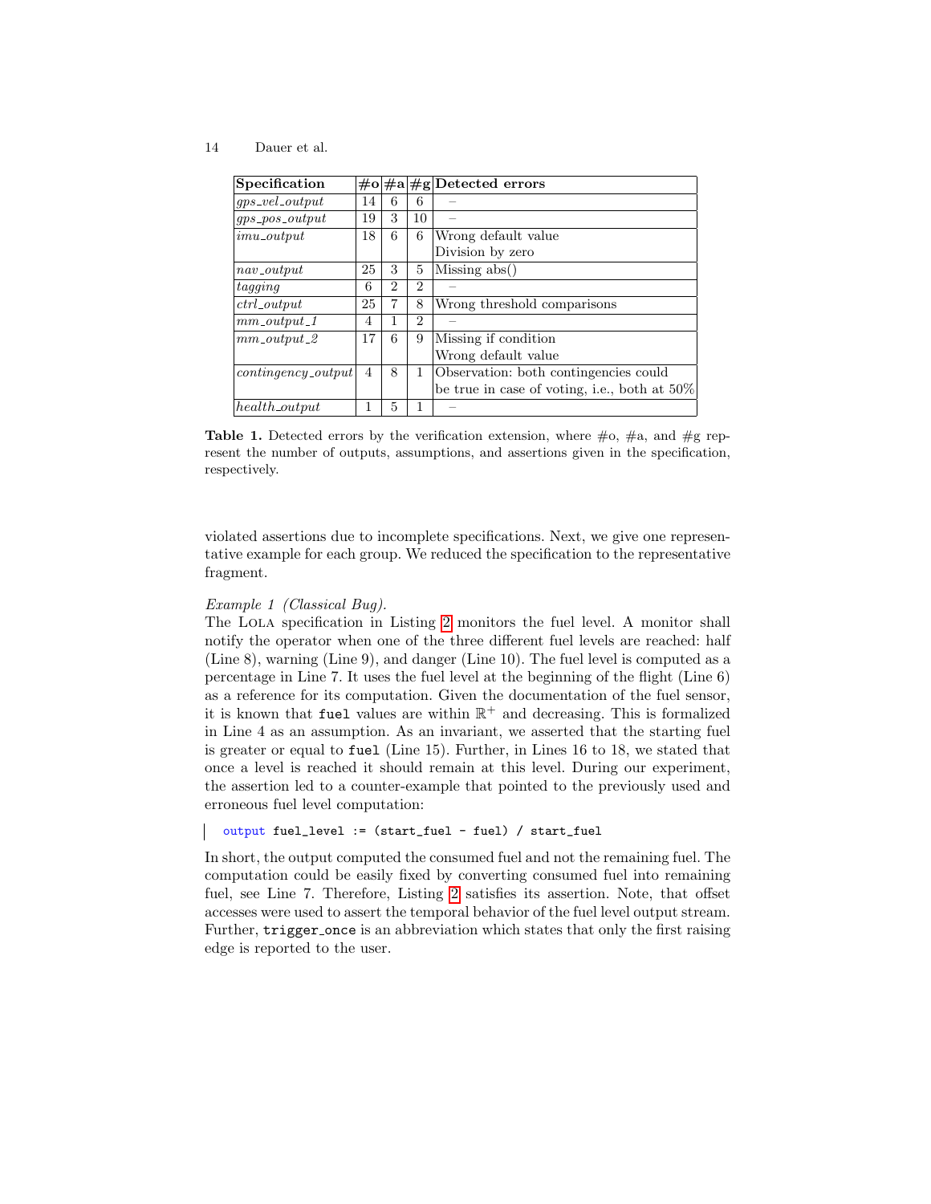| Specification | #o | #a | #g | Detected errors |
| --- | --- | --- | --- | --- |
| *gps_vel_output* | 14 | 6 | 6 | – |
| *gps_pos_output* | 19 | 3 | 10 | – |
| *imu_output* | 18 | 6 | 6 | Wrong default value<br>Division by zero |
| *nav_output* | 25 | 3 | 5 | Missing abs() |
| *tagging* | 6 | 2 | 2 | – |
| *ctrl_output* | 25 | 7 | 8 | Wrong threshold comparisons |
| *mm_output_1* | 4 | 1 | 2 | – |
| *mm_output_2* | 17 | 6 | 9 | Missing if condition<br>Wrong default value |
| *contingency_output* | 4 | 8 | 1 | Observation: both contingencies could be true in case of voting, i.e., both at 50% |
| *health_output* | 1 | 5 | 1 | – |

**Table 1.** Detected errors by the verification extension, where #o, #a, and #g represent the number of outputs, assumptions, and assertions given in the specification, respectively.

violated assertions due to incomplete specifications. Next, we give one representative example for each group. We reduced the specification to the representative fragment.

*Example 1 (Classical Bug).*
The Lola specification in Listing 2 monitors the fuel level. A monitor shall notify the operator when one of the three different fuel levels are reached: half (Line 8), warning (Line 9), and danger (Line 10). The fuel level is computed as a percentage in Line 7. It uses the fuel level at the beginning of the flight (Line 6) as a reference for its computation. Given the documentation of the fuel sensor, it is known that `fuel` values are within $\mathbb{R}^+$ and decreasing. This is formalized in Line 4 as an assumption. As an invariant, we asserted that the starting fuel is greater or equal to `fuel` (Line 15). Further, in Lines 16 to 18, we stated that once a level is reached it should remain at this level. During our experiment, the assertion led to a counter-example that pointed to the previously used and erroneous fuel level computation:

```
output fuel_level := (start_fuel - fuel) / start_fuel
```

In short, the output computed the consumed fuel and not the remaining fuel. The computation could be easily fixed by converting consumed fuel into remaining fuel, see Line 7. Therefore, Listing 2 satisfies its assertion. Note, that offset accesses were used to assert the temporal behavior of the fuel level output stream. Further, `trigger_once` is an abbreviation which states that only the first raising edge is reported to the user.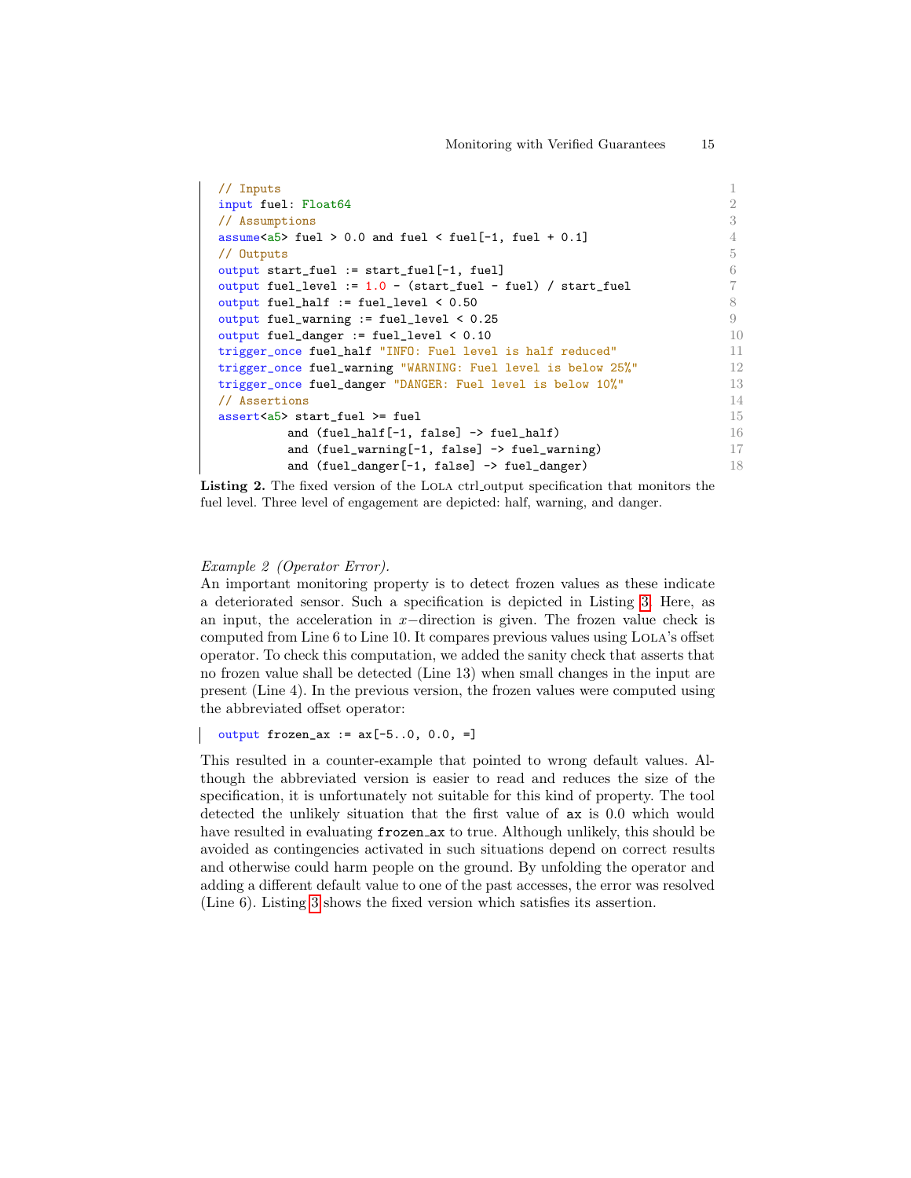```
// Inputs
input fuel: Float64
// Assumptions
assume<a5> fuel > 0.0 and fuel < fuel[-1, fuel + 0.1]
// Outputs
output start_fuel := start_fuel[-1, fuel]
output fuel_level := 1.0 - (start_fuel - fuel) / start_fuel
output fuel_half := fuel_level < 0.50
output fuel_warning := fuel_level < 0.25
output fuel_danger := fuel_level < 0.10
trigger_once fuel_half "INFO: Fuel level is half reduced"
trigger_once fuel_warning "WARNING: Fuel level is below 25%"
trigger_once fuel_danger "DANGER: Fuel level is below 10%"
// Assertions
assert<a5> start_fuel >= fuel
          and (fuel_half[-1, false] -> fuel_half)
          and (fuel_warning[-1, false] -> fuel_warning)
          and (fuel_danger[-1, false] -> fuel_danger)
```

**Listing 2.** The fixed version of the Lola ctrl_output specification that monitors the fuel level. Three level of engagement are depicted: half, warning, and danger.

*Example 2 (Operator Error).*
An important monitoring property is to detect frozen values as these indicate a deteriorated sensor. Such a specification is depicted in Listing 3. Here, as an input, the acceleration in $x-$direction is given. The frozen value check is computed from Line 6 to Line 10. It compares previous values using Lola's offset operator. To check this computation, we added the sanity check that asserts that no frozen value shall be detected (Line 13) when small changes in the input are present (Line 4). In the previous version, the frozen values were computed using the abbreviated offset operator:

```
output frozen_ax := ax[-5..0, 0.0, =]
```

This resulted in a counter-example that pointed to wrong default values. Although the abbreviated version is easier to read and reduces the size of the specification, it is unfortunately not suitable for this kind of property. The tool detected the unlikely situation that the first value of `ax` is 0.0 which would have resulted in evaluating `frozen_ax` to true. Although unlikely, this should be avoided as contingencies activated in such situations depend on correct results and otherwise could harm people on the ground. By unfolding the operator and adding a different default value to one of the past accesses, the error was resolved (Line 6). Listing 3 shows the fixed version which satisfies its assertion.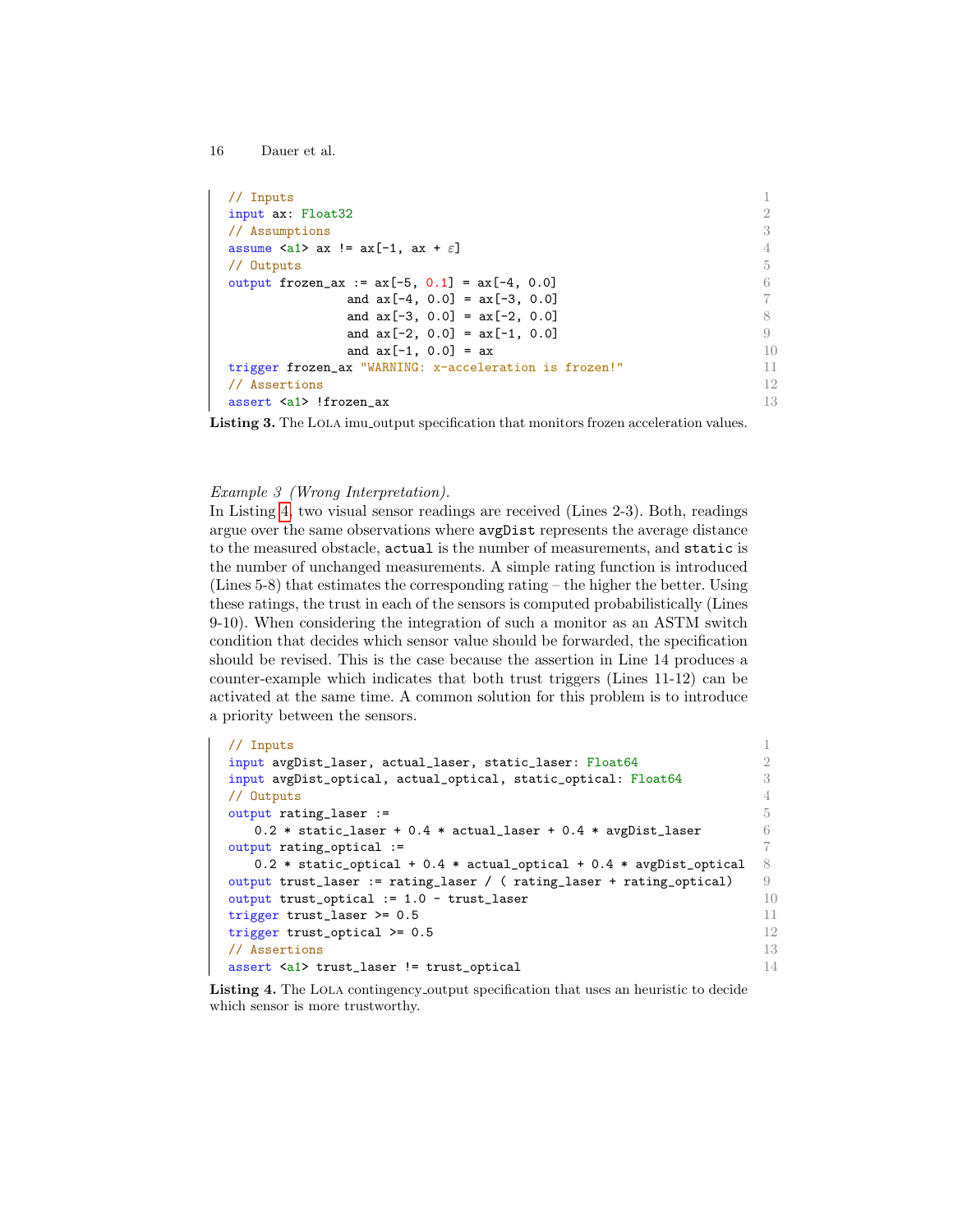```
// Inputs
input ax: Float32
// Assumptions
assume <a1> ax != ax[-1, ax + ε]
// Outputs
output frozen_ax := ax[-5, 0.1] = ax[-4, 0.0]
                 and ax[-4, 0.0] = ax[-3, 0.0]
                 and ax[-3, 0.0] = ax[-2, 0.0]
                 and ax[-2, 0.0] = ax[-1, 0.0]
                 and ax[-1, 0.0] = ax
trigger frozen_ax "WARNING: x-acceleration is frozen!"
// Assertions
assert <a1> !frozen_ax
```

**Listing 3.** The LOLA imu_output specification that monitors frozen acceleration values.

*Example 3 (Wrong Interpretation).*
In Listing 4, two visual sensor readings are received (Lines 2-3). Both, readings argue over the same observations where `avgDist` represents the average distance to the measured obstacle, `actual` is the number of measurements, and `static` is the number of unchanged measurements. A simple rating function is introduced (Lines 5-8) that estimates the corresponding rating – the higher the better. Using these ratings, the trust in each of the sensors is computed probabilistically (Lines 9-10). When considering the integration of such a monitor as an ASTM switch condition that decides which sensor value should be forwarded, the specification should be revised. This is the case because the assertion in Line 14 produces a counter-example which indicates that both trust triggers (Lines 11-12) can be activated at the same time. A common solution for this problem is to introduce a priority between the sensors.

```
// Inputs
input avgDist_laser, actual_laser, static_laser: Float64
input avgDist_optical, actual_optical, static_optical: Float64
// Outputs
output rating_laser :=
    0.2 * static_laser + 0.4 * actual_laser + 0.4 * avgDist_laser
output rating_optical :=
    0.2 * static_optical + 0.4 * actual_optical + 0.4 * avgDist_optical
output trust_laser := rating_laser / ( rating_laser + rating_optical)
output trust_optical := 1.0 - trust_laser
trigger trust_laser >= 0.5
trigger trust_optical >= 0.5
// Assertions
assert <a1> trust_laser != trust_optical
```

**Listing 4.** The LOLA contingency_output specification that uses an heuristic to decide which sensor is more trustworthy.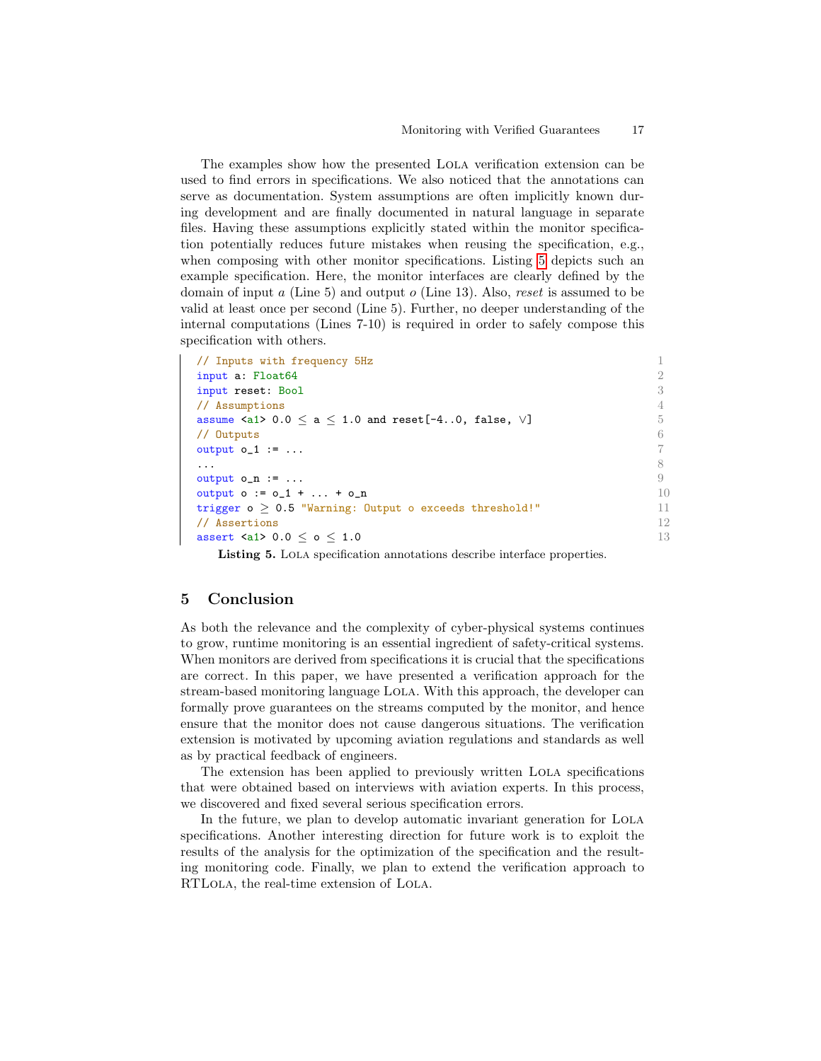The examples show how the presented Lola verification extension can be used to find errors in specifications. We also noticed that the annotations can serve as documentation. System assumptions are often implicitly known during development and are finally documented in natural language in separate files. Having these assumptions explicitly stated within the monitor specification potentially reduces future mistakes when reusing the specification, e.g., when composing with other monitor specifications. Listing 5 depicts such an example specification. Here, the monitor interfaces are clearly defined by the domain of input $a$ (Line 5) and output $o$ (Line 13). Also, *reset* is assumed to be valid at least once per second (Line 5). Further, no deeper understanding of the internal computations (Lines 7-10) is required in order to safely compose this specification with others.

```
// Inputs with frequency 5Hz
input a: Float64
input reset: Bool
// Assumptions
assume <a1> 0.0 ≤ a ≤ 1.0 and reset[-4..0, false, ∨]
// Outputs
output o_1 := ...
...
output o_n := ...
output o := o_1 + ... + o_n
trigger o ≥ 0.5 "Warning: Output o exceeds threshold!"
// Assertions
assert <a1> 0.0 ≤ o ≤ 1.0
```

**Listing 5.** Lola specification annotations describe interface properties.

## 5 Conclusion

As both the relevance and the complexity of cyber-physical systems continues to grow, runtime monitoring is an essential ingredient of safety-critical systems. When monitors are derived from specifications it is crucial that the specifications are correct. In this paper, we have presented a verification approach for the stream-based monitoring language Lola. With this approach, the developer can formally prove guarantees on the streams computed by the monitor, and hence ensure that the monitor does not cause dangerous situations. The verification extension is motivated by upcoming aviation regulations and standards as well as by practical feedback of engineers.

The extension has been applied to previously written Lola specifications that were obtained based on interviews with aviation experts. In this process, we discovered and fixed several serious specification errors.

In the future, we plan to develop automatic invariant generation for Lola specifications. Another interesting direction for future work is to exploit the results of the analysis for the optimization of the specification and the resulting monitoring code. Finally, we plan to extend the verification approach to RTLola, the real-time extension of Lola.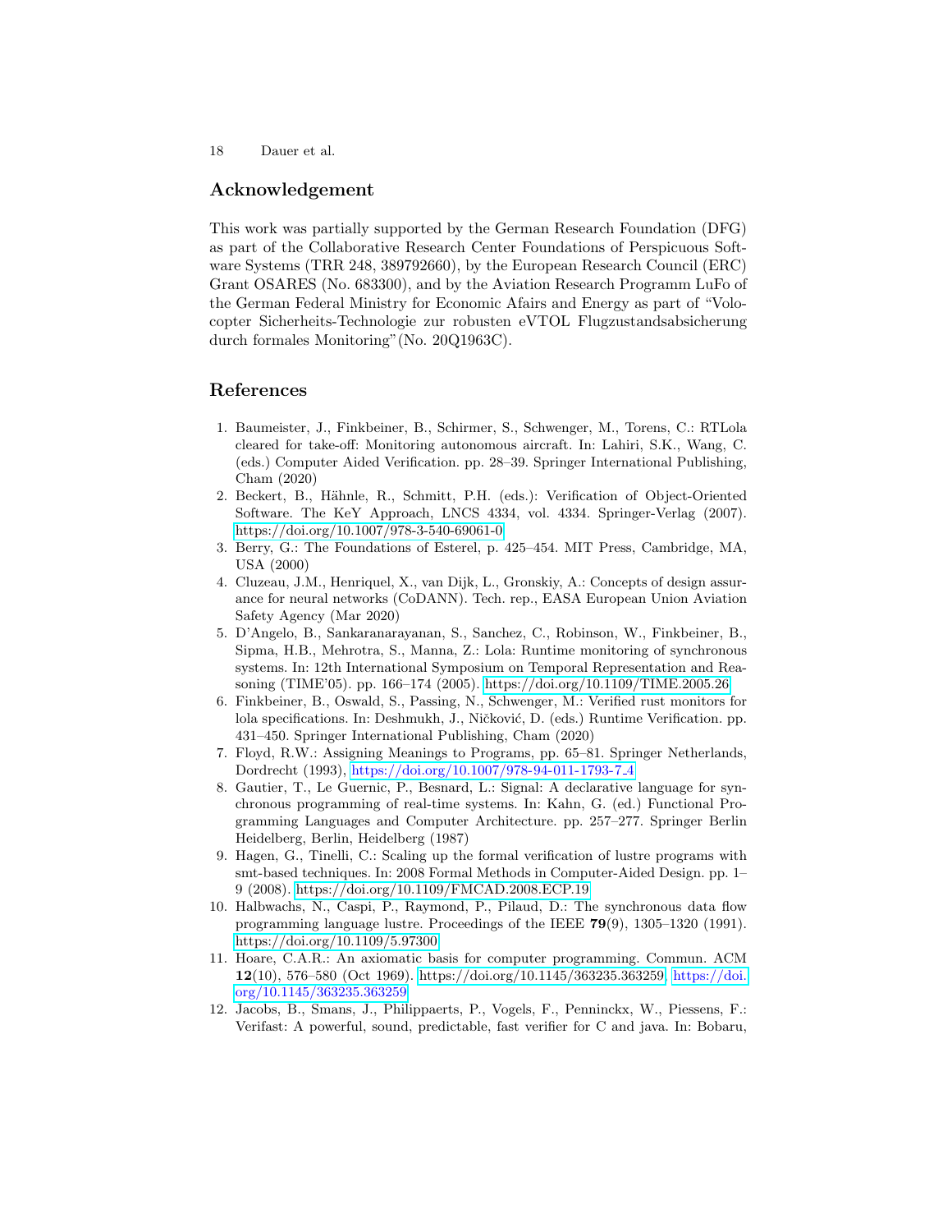## Acknowledgement

This work was partially supported by the German Research Foundation (DFG) as part of the Collaborative Research Center Foundations of Perspicuous Software Systems (TRR 248, 389792660), by the European Research Council (ERC) Grant OSARES (No. 683300), and by the Aviation Research Programm LuFo of the German Federal Ministry for Economic Afairs and Energy as part of "Volocopter Sicherheits-Technologie zur robusten eVTOL Flugzustandsabsicherung durch formales Monitoring"(No. 20Q1963C).

## References

1. Baumeister, J., Finkbeiner, B., Schirmer, S., Schwenger, M., Torens, C.: RTLola cleared for take-off: Monitoring autonomous aircraft. In: Lahiri, S.K., Wang, C. (eds.) Computer Aided Verification. pp. 28–39. Springer International Publishing, Cham (2020)
2. Beckert, B., Hähnle, R., Schmitt, P.H. (eds.): Verification of Object-Oriented Software. The KeY Approach, LNCS 4334, vol. 4334. Springer-Verlag (2007). https://doi.org/10.1007/978-3-540-69061-0
3. Berry, G.: The Foundations of Esterel, p. 425–454. MIT Press, Cambridge, MA, USA (2000)
4. Cluzeau, J.M., Henriquel, X., van Dijk, L., Gronskiy, A.: Concepts of design assurance for neural networks (CoDANN). Tech. rep., EASA European Union Aviation Safety Agency (Mar 2020)
5. D'Angelo, B., Sankaranarayanan, S., Sanchez, C., Robinson, W., Finkbeiner, B., Sipma, H.B., Mehrotra, S., Manna, Z.: Lola: Runtime monitoring of synchronous systems. In: 12th International Symposium on Temporal Representation and Reasoning (TIME'05). pp. 166–174 (2005). https://doi.org/10.1109/TIME.2005.26
6. Finkbeiner, B., Oswald, S., Passing, N., Schwenger, M.: Verified rust monitors for lola specifications. In: Deshmukh, J., Ničković, D. (eds.) Runtime Verification. pp. 431–450. Springer International Publishing, Cham (2020)
7. Floyd, R.W.: Assigning Meanings to Programs, pp. 65–81. Springer Netherlands, Dordrecht (1993), https://doi.org/10.1007/978-94-011-1793-7_4
8. Gautier, T., Le Guernic, P., Besnard, L.: Signal: A declarative language for synchronous programming of real-time systems. In: Kahn, G. (ed.) Functional Programming Languages and Computer Architecture. pp. 257–277. Springer Berlin Heidelberg, Berlin, Heidelberg (1987)
9. Hagen, G., Tinelli, C.: Scaling up the formal verification of lustre programs with smt-based techniques. In: 2008 Formal Methods in Computer-Aided Design. pp. 1–9 (2008). https://doi.org/10.1109/FMCAD.2008.ECP.19
10. Halbwachs, N., Caspi, P., Raymond, P., Pilaud, D.: The synchronous data flow programming language lustre. Proceedings of the IEEE **79**(9), 1305–1320 (1991). https://doi.org/10.1109/5.97300
11. Hoare, C.A.R.: An axiomatic basis for computer programming. Commun. ACM **12**(10), 576–580 (Oct 1969). https://doi.org/10.1145/363235.363259, https://doi.org/10.1145/363235.363259
12. Jacobs, B., Smans, J., Philippaerts, P., Vogels, F., Penninckx, W., Piessens, F.: Verifast: A powerful, sound, predictable, fast verifier for C and java. In: Bobaru,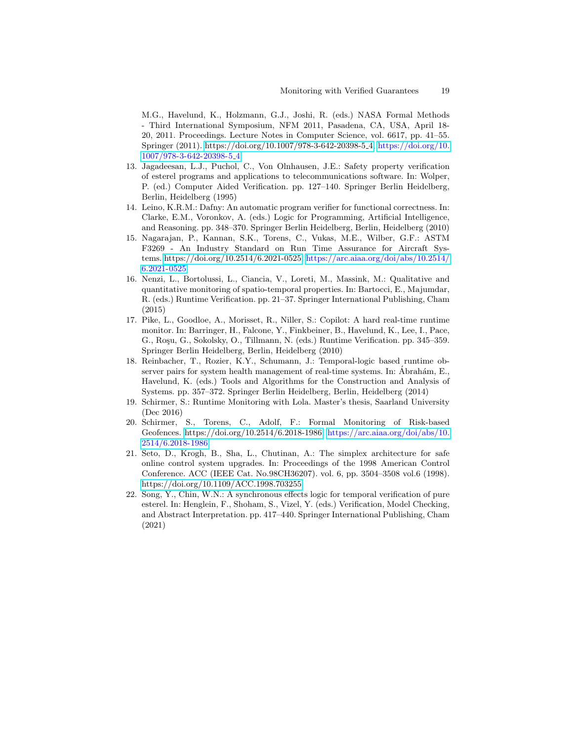M.G., Havelund, K., Holzmann, G.J., Joshi, R. (eds.) NASA Formal Methods - Third International Symposium, NFM 2011, Pasadena, CA, USA, April 18-20, 2011. Proceedings. Lecture Notes in Computer Science, vol. 6617, pp. 41–55. Springer (2011). https://doi.org/10.1007/978-3-642-20398-5_4, https://doi.org/10.1007/978-3-642-20398-5_4

13. Jagadeesan, L.J., Puchol, C., Von Olnhausen, J.E.: Safety property verification of esterel programs and applications to telecommunications software. In: Wolper, P. (ed.) Computer Aided Verification. pp. 127–140. Springer Berlin Heidelberg, Berlin, Heidelberg (1995)
14. Leino, K.R.M.: Dafny: An automatic program verifier for functional correctness. In: Clarke, E.M., Voronkov, A. (eds.) Logic for Programming, Artificial Intelligence, and Reasoning. pp. 348–370. Springer Berlin Heidelberg, Berlin, Heidelberg (2010)
15. Nagarajan, P., Kannan, S.K., Torens, C., Vukas, M.E., Wilber, G.F.: ASTM F3269 - An Industry Standard on Run Time Assurance for Aircraft Systems. https://doi.org/10.2514/6.2021-0525, https://arc.aiaa.org/doi/abs/10.2514/6.2021-0525
16. Nenzi, L., Bortolussi, L., Ciancia, V., Loreti, M., Massink, M.: Qualitative and quantitative monitoring of spatio-temporal properties. In: Bartocci, E., Majumdar, R. (eds.) Runtime Verification. pp. 21–37. Springer International Publishing, Cham (2015)
17. Pike, L., Goodloe, A., Morisset, R., Niller, S.: Copilot: A hard real-time runtime monitor. In: Barringer, H., Falcone, Y., Finkbeiner, B., Havelund, K., Lee, I., Pace, G., Roşu, G., Sokolsky, O., Tillmann, N. (eds.) Runtime Verification. pp. 345–359. Springer Berlin Heidelberg, Berlin, Heidelberg (2010)
18. Reinbacher, T., Rozier, K.Y., Schumann, J.: Temporal-logic based runtime observer pairs for system health management of real-time systems. In: Ábrahám, E., Havelund, K. (eds.) Tools and Algorithms for the Construction and Analysis of Systems. pp. 357–372. Springer Berlin Heidelberg, Berlin, Heidelberg (2014)
19. Schirmer, S.: Runtime Monitoring with Lola. Master's thesis, Saarland University (Dec 2016)
20. Schirmer, S., Torens, C., Adolf, F.: Formal Monitoring of Risk-based Geofences. https://doi.org/10.2514/6.2018-1986, https://arc.aiaa.org/doi/abs/10.2514/6.2018-1986
21. Seto, D., Krogh, B., Sha, L., Chutinan, A.: The simplex architecture for safe online control system upgrades. In: Proceedings of the 1998 American Control Conference. ACC (IEEE Cat. No.98CH36207). vol. 6, pp. 3504–3508 vol.6 (1998). https://doi.org/10.1109/ACC.1998.703255
22. Song, Y., Chin, W.N.: A synchronous effects logic for temporal verification of pure esterel. In: Henglein, F., Shoham, S., Vizel, Y. (eds.) Verification, Model Checking, and Abstract Interpretation. pp. 417–440. Springer International Publishing, Cham (2021)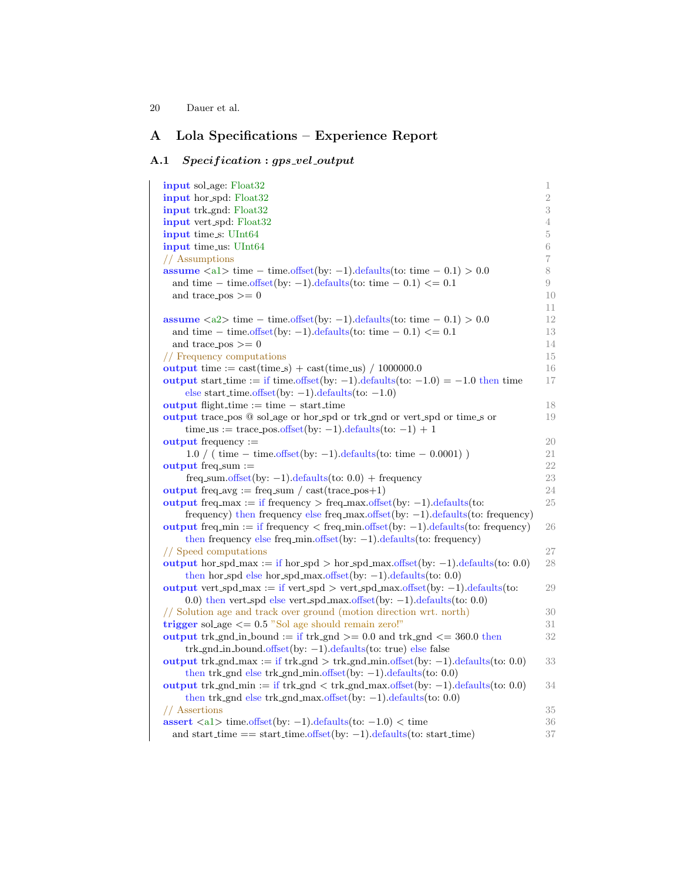# A Lola Specifications – Experience Report

## A.1 *Specification : gps_vel_output*

```
input sol_age: Float32
input hor_spd: Float32
input trk_gnd: Float32
input vert_spd: Float32
input time_s: UInt64
input time_us: UInt64
// Assumptions
assume <a1> time − time.offset(by: −1).defaults(to: time − 0.1) > 0.0
  and time − time.offset(by: −1).defaults(to: time − 0.1) <= 0.1
  and trace_pos >= 0

assume <a2> time − time.offset(by: −1).defaults(to: time − 0.1) > 0.0
  and time − time.offset(by: −1).defaults(to: time − 0.1) <= 0.1
  and trace_pos >= 0
// Frequency computations
output time := cast(time_s) + cast(time_us) / 1000000.0
output start_time := if time.offset(by: −1).defaults(to: −1.0) = −1.0 then time
     else start_time.offset(by: −1).defaults(to: −1.0)
output flight_time := time − start_time
output trace_pos @ sol_age or hor_spd or trk_gnd or vert_spd or time_s or
     time_us := trace_pos.offset(by: −1).defaults(to: −1) + 1
output frequency :=
     1.0 / ( time − time.offset(by: −1).defaults(to: time − 0.0001) )
output freq_sum :=
     freq_sum.offset(by: −1).defaults(to: 0.0) + frequency
output freq_avg := freq_sum / cast(trace_pos+1)
output freq_max := if frequency > freq_max.offset(by: −1).defaults(to:
     frequency) then frequency else freq_max.offset(by: −1).defaults(to: frequency)
output freq_min := if frequency < freq_min.offset(by: −1).defaults(to: frequency)
     then frequency else freq_min.offset(by: −1).defaults(to: frequency)
// Speed computations
output hor_spd_max := if hor_spd > hor_spd_max.offset(by: −1).defaults(to: 0.0)
     then hor_spd else hor_spd_max.offset(by: −1).defaults(to: 0.0)
output vert_spd_max := if vert_spd > vert_spd_max.offset(by: −1).defaults(to:
     0.0) then vert_spd else vert_spd_max.offset(by: −1).defaults(to: 0.0)
// Solution age and track over ground (motion direction wrt. north)
trigger sol_age <= 0.5 "Sol age should remain zero!"
output trk_gnd_in_bound := if trk_gnd >= 0.0 and trk_gnd <= 360.0 then
     trk_gnd_in_bound.offset(by: −1).defaults(to: true) else false
output trk_gnd_max := if trk_gnd > trk_gnd_min.offset(by: −1).defaults(to: 0.0)
     then trk_gnd else trk_gnd_min.offset(by: −1).defaults(to: 0.0)
output trk_gnd_min := if trk_gnd < trk_gnd_max.offset(by: −1).defaults(to: 0.0)
     then trk_gnd else trk_gnd_max.offset(by: −1).defaults(to: 0.0)
// Assertions
assert <a1> time.offset(by: −1).defaults(to: −1.0) < time
  and start_time == start_time.offset(by: −1).defaults(to: start_time)
```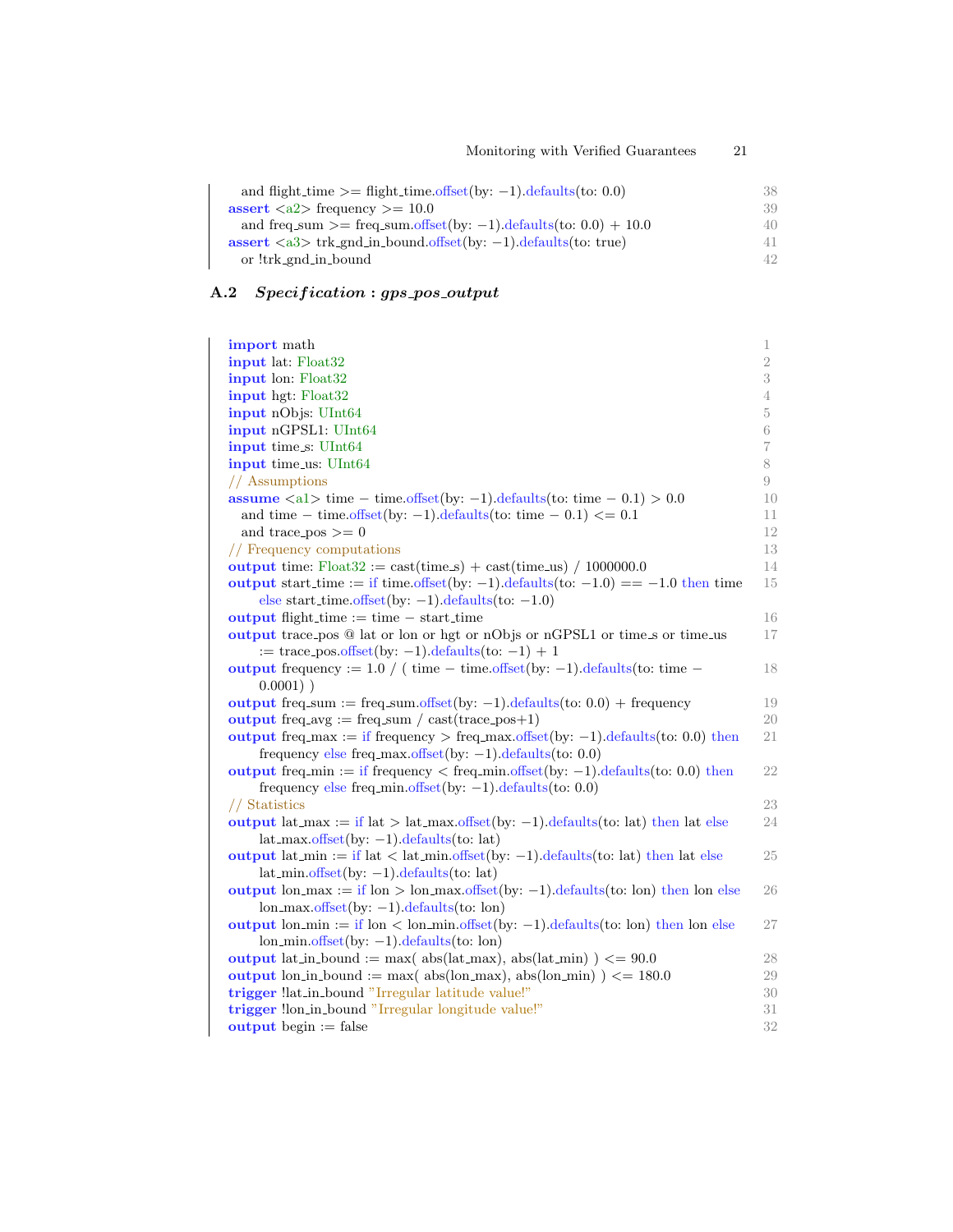```
    and flight_time >= flight_time.offset(by: −1).defaults(to: 0.0)                38
assert <a2> frequency >= 10.0                                                      39
    and freq_sum >= freq_sum.offset(by: −1).defaults(to: 0.0) + 10.0               40
assert <a3> trk_gnd_in_bound.offset(by: −1).defaults(to: true)                     41
    or !trk_gnd_in_bound                                                           42
```

### A.2 *Specification : gps_pos_output*

```
import math                                                                        1
input lat: Float32                                                                 2
input lon: Float32                                                                 3
input hgt: Float32                                                                 4
input nObjs: UInt64                                                                5
input nGPSL1: UInt64                                                               6
input time_s: UInt64                                                               7
input time_us: UInt64                                                              8
// Assumptions                                                                     9
assume <a1> time − time.offset(by: −1).defaults(to: time − 0.1) > 0.0              10
    and time − time.offset(by: −1).defaults(to: time − 0.1) <= 0.1                 11
    and trace_pos >= 0                                                             12
// Frequency computations                                                          13
output time: Float32 := cast(time_s) + cast(time_us) / 1000000.0                   14
output start_time := if time.offset(by: −1).defaults(to: −1.0) == −1.0 then time   15
      else start_time.offset(by: −1).defaults(to: −1.0)
output flight_time := time − start_time                                            16
output trace_pos @ lat or lon or hgt or nObjs or nGPSL1 or time_s or time_us       17
      := trace_pos.offset(by: −1).defaults(to: −1) + 1
output frequency := 1.0 / ( time − time.offset(by: −1).defaults(to: time −         18
      0.0001) )
output freq_sum := freq_sum.offset(by: −1).defaults(to: 0.0) + frequency           19
output freq_avg := freq_sum / cast(trace_pos+1)                                    20
output freq_max := if frequency > freq_max.offset(by: −1).defaults(to: 0.0) then   21
      frequency else freq_max.offset(by: −1).defaults(to: 0.0)
output freq_min := if frequency < freq_min.offset(by: −1).defaults(to: 0.0) then   22
      frequency else freq_min.offset(by: −1).defaults(to: 0.0)
// Statistics                                                                      23
output lat_max := if lat > lat_max.offset(by: −1).defaults(to: lat) then lat else  24
      lat_max.offset(by: −1).defaults(to: lat)
output lat_min := if lat < lat_min.offset(by: −1).defaults(to: lat) then lat else  25
      lat_min.offset(by: −1).defaults(to: lat)
output lon_max := if lon > lon_max.offset(by: −1).defaults(to: lon) then lon else  26
      lon_max.offset(by: −1).defaults(to: lon)
output lon_min := if lon < lon_min.offset(by: −1).defaults(to: lon) then lon else  27
      lon_min.offset(by: −1).defaults(to: lon)
output lat_in_bound := max( abs(lat_max), abs(lat_min) ) <= 90.0                   28
output lon_in_bound := max( abs(lon_max), abs(lon_min) ) <= 180.0                  29
trigger !lat_in_bound "Irregular latitude value!"                                  30
trigger !lon_in_bound "Irregular longitude value!"                                 31
output begin := false                                                              32
```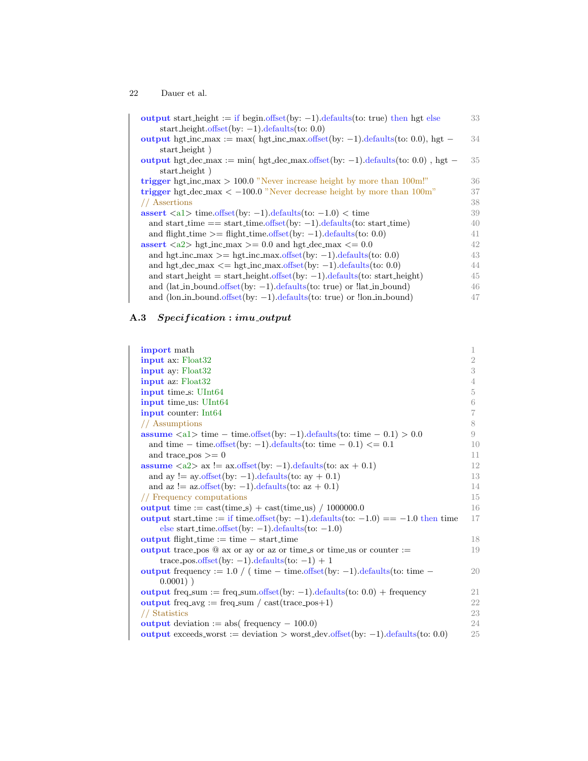```
output start_height := if begin.offset(by: −1).defaults(to: true) then hgt else
      start_height.offset(by: −1).defaults(to: 0.0)
output hgt_inc_max := max( hgt_inc_max.offset(by: −1).defaults(to: 0.0), hgt −
      start_height )
output hgt_dec_max := min( hgt_dec_max.offset(by: −1).defaults(to: 0.0) , hgt −
      start_height )
trigger hgt_inc_max > 100.0 "Never increase height by more than 100m!"
trigger hgt_dec_max < −100.0 "Never decrease height by more than 100m"
// Assertions
assert <a1> time.offset(by: −1).defaults(to: −1.0) < time
  and start_time == start_time.offset(by: −1).defaults(to: start_time)
  and flight_time >= flight_time.offset(by: −1).defaults(to: 0.0)
assert <a2> hgt_inc_max >= 0.0 and hgt_dec_max <= 0.0
  and hgt_inc_max >= hgt_inc_max.offset(by: −1).defaults(to: 0.0)
  and hgt_dec_max <= hgt_inc_max.offset(by: −1).defaults(to: 0.0)
  and start_height = start_height.offset(by: −1).defaults(to: start_height)
  and (lat_in_bound.offset(by: −1).defaults(to: true) or !lat_in_bound)
  and (lon_in_bound.offset(by: −1).defaults(to: true) or !lon_in_bound)
```

### A.3 *Specification : imu_output*

```
import math
input ax: Float32
input ay: Float32
input az: Float32
input time_s: UInt64
input time_us: UInt64
input counter: Int64
// Assumptions
assume <a1> time − time.offset(by: −1).defaults(to: time − 0.1) > 0.0
  and time − time.offset(by: −1).defaults(to: time − 0.1) <= 0.1
  and trace_pos >= 0
assume <a2> ax != ax.offset(by: −1).defaults(to: ax + 0.1)
  and ay != ay.offset(by: −1).defaults(to: ay + 0.1)
  and az != az.offset(by: −1).defaults(to: az + 0.1)
// Frequency computations
output time := cast(time_s) + cast(time_us) / 1000000.0
output start_time := if time.offset(by: −1).defaults(to: −1.0) == −1.0 then time
      else start_time.offset(by: −1).defaults(to: −1.0)
output flight_time := time − start_time
output trace_pos @ ax or ay or az or time_s or time_us or counter :=
      trace_pos.offset(by: −1).defaults(to: −1) + 1
output frequency := 1.0 / ( time − time.offset(by: −1).defaults(to: time −
      0.0001) )
output freq_sum := freq_sum.offset(by: −1).defaults(to: 0.0) + frequency
output freq_avg := freq_sum / cast(trace_pos+1)
// Statistics
output deviation := abs( frequency − 100.0)
output exceeds_worst := deviation > worst_dev.offset(by: −1).defaults(to: 0.0)
```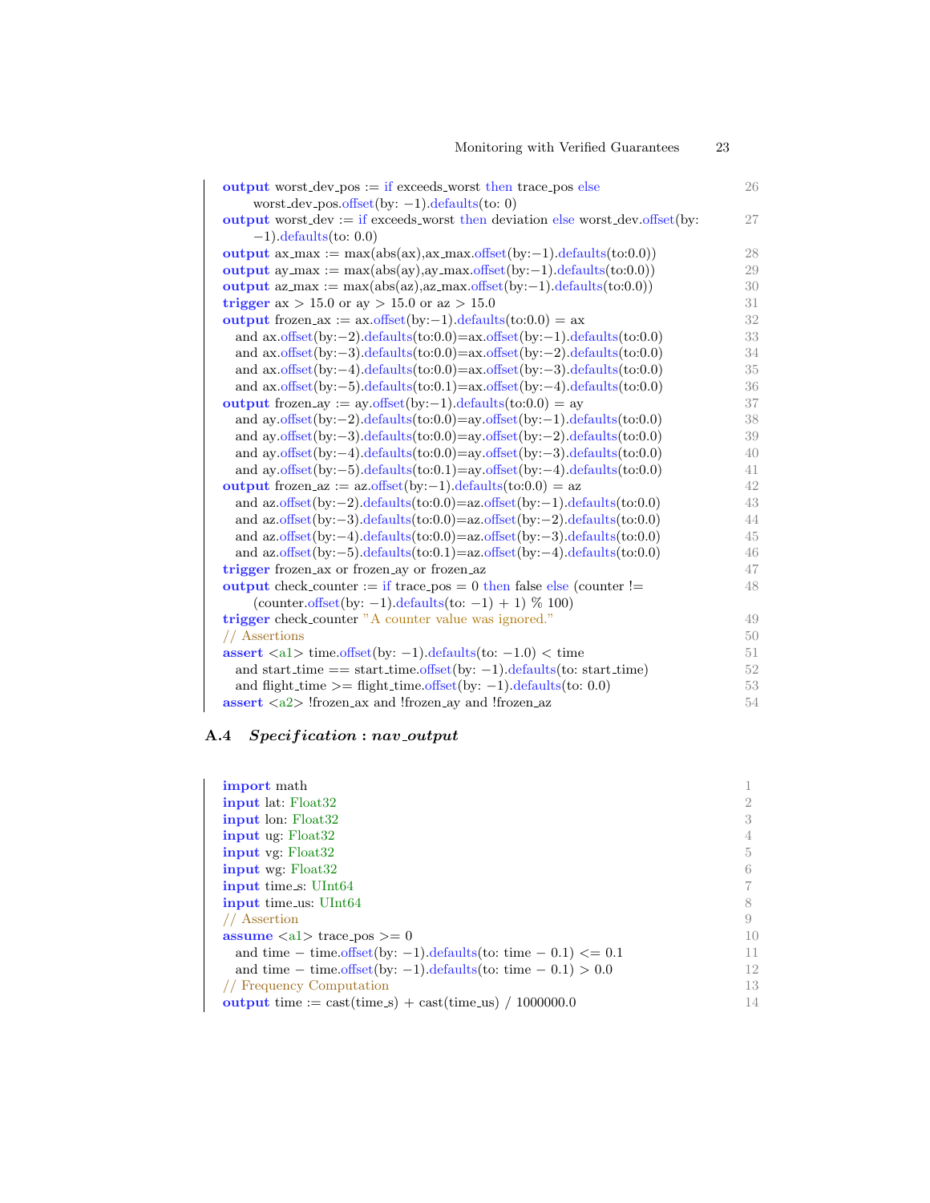```
output worst_dev_pos := if exceeds_worst then trace_pos else                                    26
      worst_dev_pos.offset(by: −1).defaults(to: 0)
output worst_dev := if exceeds_worst then deviation else worst_dev.offset(by:                   27
      −1).defaults(to: 0.0)
output ax_max := max(abs(ax),ax_max.offset(by:−1).defaults(to:0.0))                             28
output ay_max := max(abs(ay),ay_max.offset(by:−1).defaults(to:0.0))                             29
output az_max := max(abs(az),az_max.offset(by:−1).defaults(to:0.0))                             30
trigger ax > 15.0 or ay > 15.0 or az > 15.0                                                     31
output frozen_ax := ax.offset(by:−1).defaults(to:0.0) = ax                                      32
  and ax.offset(by:−2).defaults(to:0.0)=ax.offset(by:−1).defaults(to:0.0)                       33
  and ax.offset(by:−3).defaults(to:0.0)=ax.offset(by:−2).defaults(to:0.0)                       34
  and ax.offset(by:−4).defaults(to:0.0)=ax.offset(by:−3).defaults(to:0.0)                       35
  and ax.offset(by:−5).defaults(to:0.1)=ax.offset(by:−4).defaults(to:0.0)                       36
output frozen_ay := ay.offset(by:−1).defaults(to:0.0) = ay                                      37
  and ay.offset(by:−2).defaults(to:0.0)=ay.offset(by:−1).defaults(to:0.0)                       38
  and ay.offset(by:−3).defaults(to:0.0)=ay.offset(by:−2).defaults(to:0.0)                       39
  and ay.offset(by:−4).defaults(to:0.0)=ay.offset(by:−3).defaults(to:0.0)                       40
  and ay.offset(by:−5).defaults(to:0.1)=ay.offset(by:−4).defaults(to:0.0)                       41
output frozen_az := az.offset(by:−1).defaults(to:0.0) = az                                      42
  and az.offset(by:−2).defaults(to:0.0)=az.offset(by:−1).defaults(to:0.0)                       43
  and az.offset(by:−3).defaults(to:0.0)=az.offset(by:−2).defaults(to:0.0)                       44
  and az.offset(by:−4).defaults(to:0.0)=az.offset(by:−3).defaults(to:0.0)                       45
  and az.offset(by:−5).defaults(to:0.1)=az.offset(by:−4).defaults(to:0.0)                       46
trigger frozen_ax or frozen_ay or frozen_az                                                     47
output check_counter := if trace_pos = 0 then false else (counter !=                            48
      (counter.offset(by: −1).defaults(to: −1) + 1) % 100)
trigger check_counter "A counter value was ignored."                                            49
// Assertions                                                                                   50
assert <a1> time.offset(by: −1).defaults(to: −1.0) < time                                       51
  and start_time == start_time.offset(by: −1).defaults(to: start_time)                          52
  and flight_time >= flight_time.offset(by: −1).defaults(to: 0.0)                               53
assert <a2> !frozen_ax and !frozen_ay and !frozen_az                                            54
```

### A.4 *Specification : nav_output*

```
import math                                                                                     1
input lat: Float32                                                                              2
input lon: Float32                                                                              3
input ug: Float32                                                                               4
input vg: Float32                                                                               5
input wg: Float32                                                                               6
input time_s: UInt64                                                                            7
input time_us: UInt64                                                                           8
// Assertion                                                                                    9
assume <a1> trace_pos >= 0                                                                      10
  and time − time.offset(by: −1).defaults(to: time − 0.1) <= 0.1                                11
  and time − time.offset(by: −1).defaults(to: time − 0.1) > 0.0                                 12
// Frequency Computation                                                                        13
output time := cast(time_s) + cast(time_us) / 1000000.0                                         14
```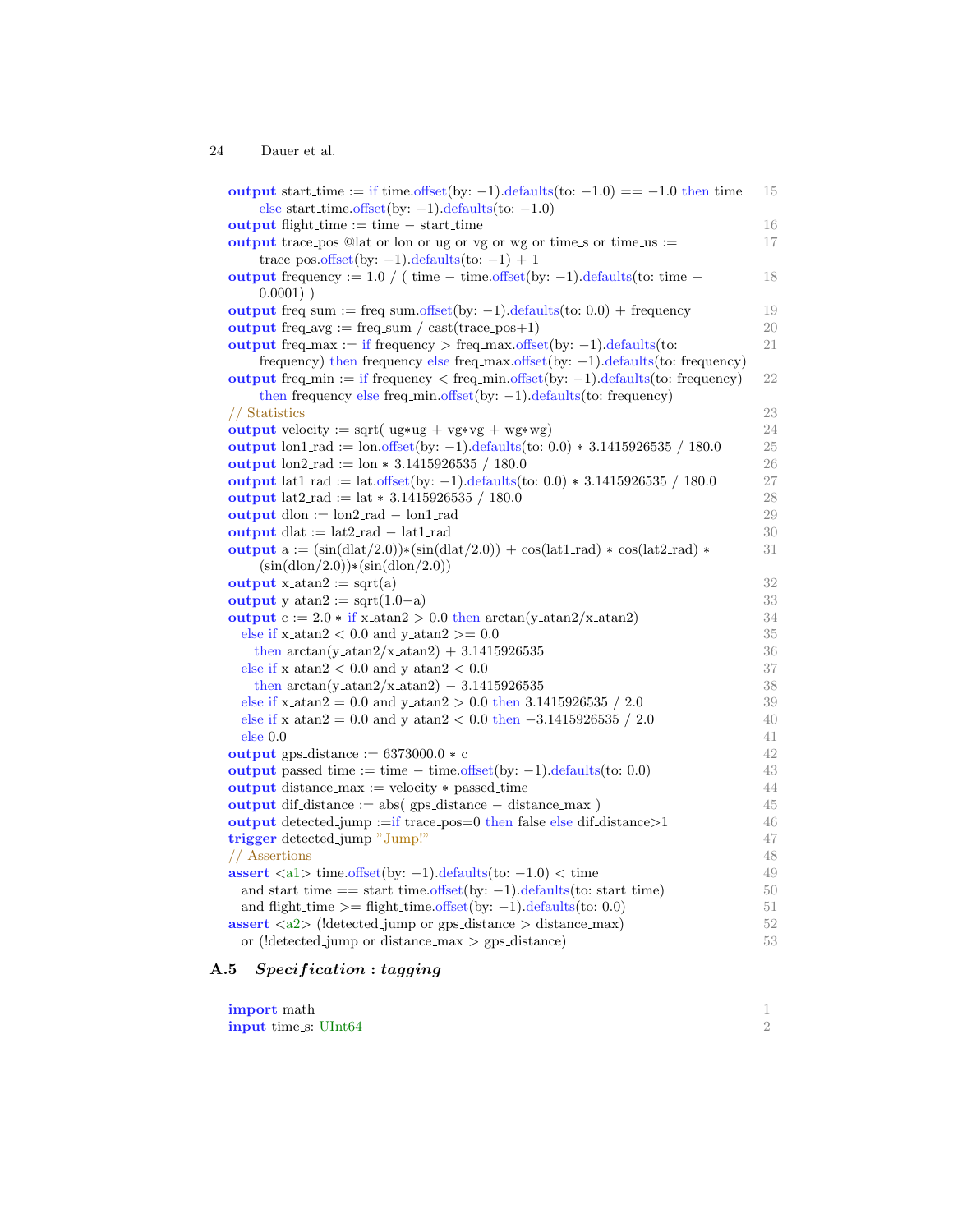```
output start_time := if time.offset(by: −1).defaults(to: −1.0) == −1.0 then time      15
    else start_time.offset(by: −1).defaults(to: −1.0)
output flight_time := time − start_time                                                   16
output trace_pos @lat or lon or ug or vg or wg or time_s or time_us :=                    17
    trace_pos.offset(by: −1).defaults(to: −1) + 1
output frequency := 1.0 / ( time − time.offset(by: −1).defaults(to: time −                18
    0.0001) )
output freq_sum := freq_sum.offset(by: −1).defaults(to: 0.0) + frequency                  19
output freq_avg := freq_sum / cast(trace_pos+1)                                           20
output freq_max := if frequency > freq_max.offset(by: −1).defaults(to:                    21
    frequency) then frequency else freq_max.offset(by: −1).defaults(to: frequency)
output freq_min := if frequency < freq_min.offset(by: −1).defaults(to: frequency)         22
    then frequency else freq_min.offset(by: −1).defaults(to: frequency)
// Statistics                                                                             23
output velocity := sqrt( ug*ug + vg*vg + wg*wg)                                           24
output lon1_rad := lon.offset(by: −1).defaults(to: 0.0) * 3.1415926535 / 180.0            25
output lon2_rad := lon * 3.1415926535 / 180.0                                             26
output lat1_rad := lat.offset(by: −1).defaults(to: 0.0) * 3.1415926535 / 180.0            27
output lat2_rad := lat * 3.1415926535 / 180.0                                             28
output dlon := lon2_rad − lon1_rad                                                        29
output dlat := lat2_rad − lat1_rad                                                        30
output a := (sin(dlat/2.0))*(sin(dlat/2.0)) + cos(lat1_rad) * cos(lat2_rad) *             31
    (sin(dlon/2.0))*(sin(dlon/2.0))
output x_atan2 := sqrt(a)                                                                 32
output y_atan2 := sqrt(1.0−a)                                                             33
output c := 2.0 * if x_atan2 > 0.0 then arctan(y_atan2/x_atan2)                           34
  else if x_atan2 < 0.0 and y_atan2 >= 0.0                                                35
    then arctan(y_atan2/x_atan2) + 3.1415926535                                           36
  else if x_atan2 < 0.0 and y_atan2 < 0.0                                                 37
    then arctan(y_atan2/x_atan2) − 3.1415926535                                           38
  else if x_atan2 = 0.0 and y_atan2 > 0.0 then 3.1415926535 / 2.0                         39
  else if x_atan2 = 0.0 and y_atan2 < 0.0 then −3.1415926535 / 2.0                        40
  else 0.0                                                                                41
output gps_distance := 6373000.0 * c                                                      42
output passed_time := time − time.offset(by: −1).defaults(to: 0.0)                        43
output distance_max := velocity * passed_time                                             44
output dif_distance := abs( gps_distance − distance_max )                                 45
output detected_jump :=if trace_pos=0 then false else dif_distance>1                      46
trigger detected_jump "Jump!"                                                             47
// Assertions                                                                             48
assert <a1> time.offset(by: −1).defaults(to: −1.0) < time                                 49
  and start_time == start_time.offset(by: −1).defaults(to: start_time)                    50
  and flight_time >= flight_time.offset(by: −1).defaults(to: 0.0)                         51
assert <a2> (!detected_jump or gps_distance > distance_max)                               52
  or (!detected_jump or distance_max > gps_distance)                                      53
```

### A.5 *Specification : tagging*

```
import math                                                                               1
input time_s: UInt64                                                                      2
```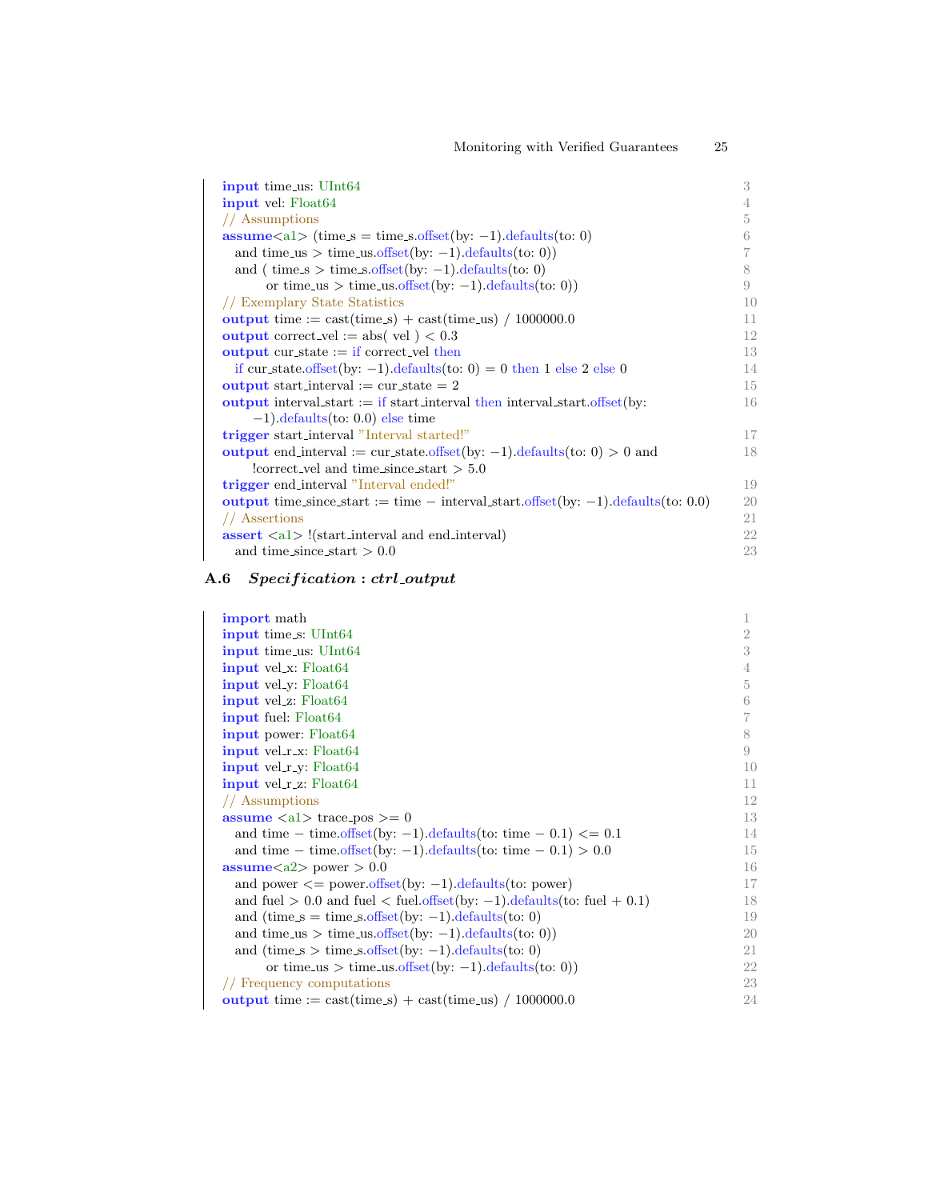```
input time_us: UInt64
input vel: Float64
// Assumptions
assume<a1> (time_s = time_s.offset(by: −1).defaults(to: 0)
  and time_us > time_us.offset(by: −1).defaults(to: 0))
  and ( time_s > time_s.offset(by: −1).defaults(to: 0)
      or time_us > time_us.offset(by: −1).defaults(to: 0))
// Exemplary State Statistics
output time := cast(time_s) + cast(time_us) / 1000000.0
output correct_vel := abs( vel ) < 0.3
output cur_state := if correct_vel then
  if cur_state.offset(by: −1).defaults(to: 0) = 0 then 1 else 2 else 0
output start_interval := cur_state = 2
output interval_start := if start_interval then interval_start.offset(by:
    −1).defaults(to: 0.0) else time
trigger start_interval "Interval started!"
output end_interval := cur_state.offset(by: −1).defaults(to: 0) > 0 and
    !correct_vel and time_since_start > 5.0
trigger end_interval "Interval ended!"
output time_since_start := time − interval_start.offset(by: −1).defaults(to: 0.0)
// Assertions
assert <a1> !(start_interval and end_interval)
  and time_since_start > 0.0
```

### A.6 *Specification : ctrl_output*

```
import math
input time_s: UInt64
input time_us: UInt64
input vel_x: Float64
input vel_y: Float64
input vel_z: Float64
input fuel: Float64
input power: Float64
input vel_r_x: Float64
input vel_r_y: Float64
input vel_r_z: Float64
// Assumptions
assume <a1> trace_pos >= 0
  and time − time.offset(by: −1).defaults(to: time − 0.1) <= 0.1
  and time − time.offset(by: −1).defaults(to: time − 0.1) > 0.0
assume<a2> power > 0.0
  and power <= power.offset(by: −1).defaults(to: power)
  and fuel > 0.0 and fuel < fuel.offset(by: −1).defaults(to: fuel + 0.1)
  and (time_s = time_s.offset(by: −1).defaults(to: 0)
  and time_us > time_us.offset(by: −1).defaults(to: 0))
  and (time_s > time_s.offset(by: −1).defaults(to: 0)
      or time_us > time_us.offset(by: −1).defaults(to: 0))
// Frequency computations
output time := cast(time_s) + cast(time_us) / 1000000.0
```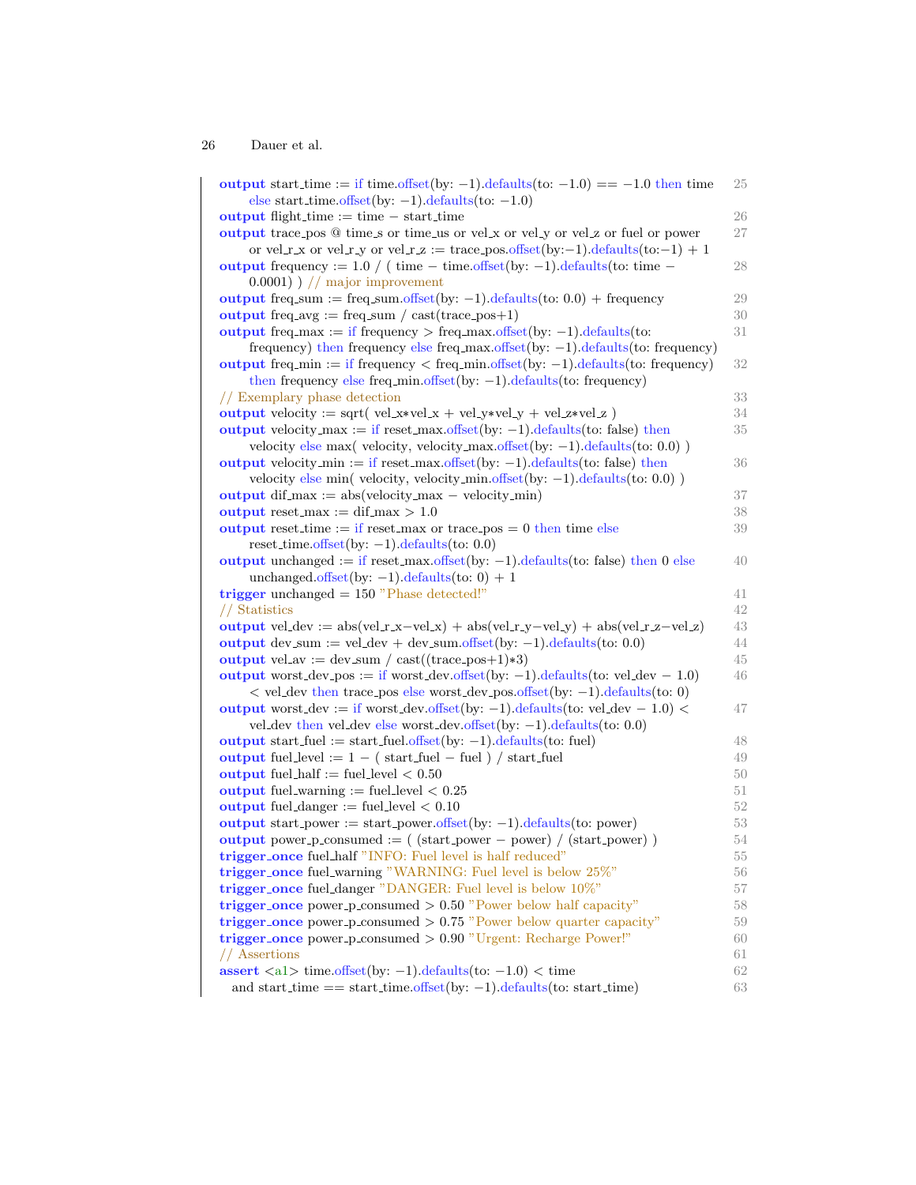```
output start_time := if time.offset(by: −1).defaults(to: −1.0) == −1.0 then time          25
      else start_time.offset(by: −1).defaults(to: −1.0)
output flight_time := time − start_time                                                     26
output trace_pos @ time_s or time_us or vel_x or vel_y or vel_z or fuel or power            27
      or vel_r_x or vel_r_y or vel_r_z := trace_pos.offset(by:−1).defaults(to:−1) + 1
output frequency := 1.0 / ( time − time.offset(by: −1).defaults(to: time −                  28
      0.0001) ) // major improvement
output freq_sum := freq_sum.offset(by: −1).defaults(to: 0.0) + frequency                    29
output freq_avg := freq_sum / cast(trace_pos+1)                                             30
output freq_max := if frequency > freq_max.offset(by: −1).defaults(to:                      31
      frequency) then frequency else freq_max.offset(by: −1).defaults(to: frequency)
output freq_min := if frequency < freq_min.offset(by: −1).defaults(to: frequency)           32
      then frequency else freq_min.offset(by: −1).defaults(to: frequency)
// Exemplary phase detection                                                                33
output velocity := sqrt( vel_x*vel_x + vel_y*vel_y + vel_z*vel_z )                          34
output velocity_max := if reset_max.offset(by: −1).defaults(to: false) then                 35
      velocity else max( velocity, velocity_max.offset(by: −1).defaults(to: 0.0) )
output velocity_min := if reset_max.offset(by: −1).defaults(to: false) then                 36
      velocity else min( velocity, velocity_min.offset(by: −1).defaults(to: 0.0) )
output dif_max := abs(velocity_max − velocity_min)                                          37
output reset_max := dif_max > 1.0                                                           38
output reset_time := if reset_max or trace_pos = 0 then time else                           39
      reset_time.offset(by: −1).defaults(to: 0.0)
output unchanged := if reset_max.offset(by: −1).defaults(to: false) then 0 else             40
      unchanged.offset(by: −1).defaults(to: 0) + 1
trigger unchanged = 150 "Phase detected!"                                                   41
// Statistics                                                                               42
output vel_dev := abs(vel_r_x−vel_x) + abs(vel_r_y−vel_y) + abs(vel_r_z−vel_z)              43
output dev_sum := vel_dev + dev_sum.offset(by: −1).defaults(to: 0.0)                        44
output vel_av := dev_sum / cast((trace_pos+1)*3)                                            45
output worst_dev_pos := if worst_dev.offset(by: −1).defaults(to: vel_dev − 1.0)             46
      < vel_dev then trace_pos else worst_dev_pos.offset(by: −1).defaults(to: 0)
output worst_dev := if worst_dev.offset(by: −1).defaults(to: vel_dev − 1.0) <               47
      vel_dev then vel_dev else worst_dev.offset(by: −1).defaults(to: 0.0)
output start_fuel := start_fuel.offset(by: −1).defaults(to: fuel)                           48
output fuel_level := 1 − ( start_fuel − fuel ) / start_fuel                                 49
output fuel_half := fuel_level < 0.50                                                       50
output fuel_warning := fuel_level < 0.25                                                    51
output fuel_danger := fuel_level < 0.10                                                     52
output start_power := start_power.offset(by: −1).defaults(to: power)                        53
output power_p_consumed := ( (start_power − power) / (start_power) )                        54
trigger_once fuel_half "INFO: Fuel level is half reduced"                                   55
trigger_once fuel_warning "WARNING: Fuel level is below 25%"                                56
trigger_once fuel_danger "DANGER: Fuel level is below 10%"                                  57
trigger_once power_p_consumed > 0.50 "Power below half capacity"                            58
trigger_once power_p_consumed > 0.75 "Power below quarter capacity"                         59
trigger_once power_p_consumed > 0.90 "Urgent: Recharge Power!"                              60
// Assertions                                                                               61
assert <a1> time.offset(by: −1).defaults(to: −1.0) < time                                   62
   and start_time == start_time.offset(by: −1).defaults(to: start_time)                     63
```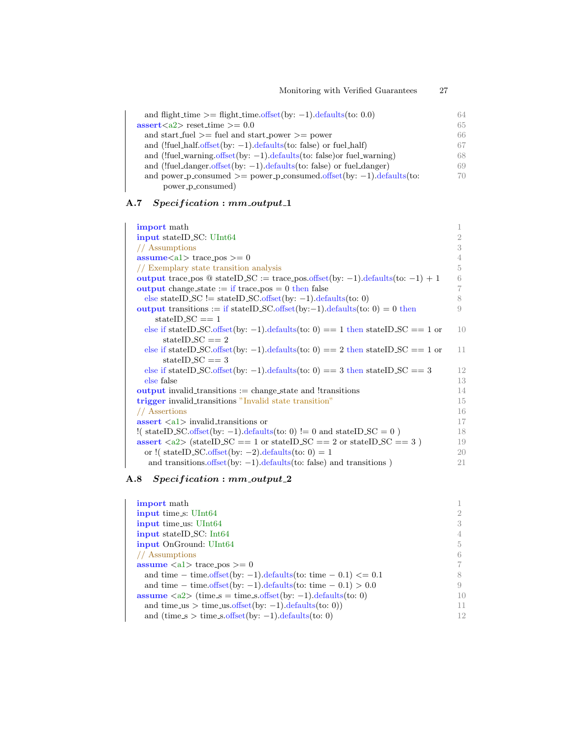```
  and flight_time >= flight_time.offset(by: −1).defaults(to: 0.0)
assert<a2> reset_time >= 0.0
  and start_fuel >= fuel and start_power >= power
  and (!fuel_half.offset(by: −1).defaults(to: false) or fuel_half)
  and (!fuel_warning.offset(by: −1).defaults(to: false)or fuel_warning)
  and (!fuel_danger.offset(by: −1).defaults(to: false) or fuel_danger)
  and power_p_consumed >= power_p_consumed.offset(by: −1).defaults(to:
      power_p_consumed)
```

## A.7 *Specification : mm_output_1*

```
import math
input stateID_SC: UInt64
// Assumptions
assume<a1> trace_pos >= 0
// Exemplary state transition analysis
output trace_pos @ stateID_SC := trace_pos.offset(by: −1).defaults(to: −1) + 1
output change_state := if trace_pos = 0 then false
  else stateID_SC != stateID_SC.offset(by: −1).defaults(to: 0)
output transitions := if stateID_SC.offset(by:−1).defaults(to: 0) = 0 then
    stateID_SC == 1
  else if stateID_SC.offset(by: −1).defaults(to: 0) == 1 then stateID_SC == 1 or
      stateID_SC == 2
  else if stateID_SC.offset(by: −1).defaults(to: 0) == 2 then stateID_SC == 1 or
      stateID_SC == 3
  else if stateID_SC.offset(by: −1).defaults(to: 0) == 3 then stateID_SC == 3
  else false
output invalid_transitions := change_state and !transitions
trigger invalid_transitions "Invalid state transition"
// Assertions
assert <a1> invalid_transitions or
!( stateID_SC.offset(by: −1).defaults(to: 0) != 0 and stateID_SC = 0 )
assert <a2> (stateID_SC == 1 or stateID_SC == 2 or stateID_SC == 3 )
  or !( stateID_SC.offset(by: −2).defaults(to: 0) = 1
   and transitions.offset(by: −1).defaults(to: false) and transitions )
```

## A.8 *Specification : mm_output_2*

```
import math
input time_s: UInt64
input time_us: UInt64
input stateID_SC: Int64
input OnGround: UInt64
// Assumptions
assume <a1> trace_pos >= 0
  and time − time.offset(by: −1).defaults(to: time − 0.1) <= 0.1
  and time − time.offset(by: −1).defaults(to: time − 0.1) > 0.0
assume <a2> (time_s = time_s.offset(by: −1).defaults(to: 0)
  and time_us > time_us.offset(by: −1).defaults(to: 0))
  and (time_s > time_s.offset(by: −1).defaults(to: 0)
```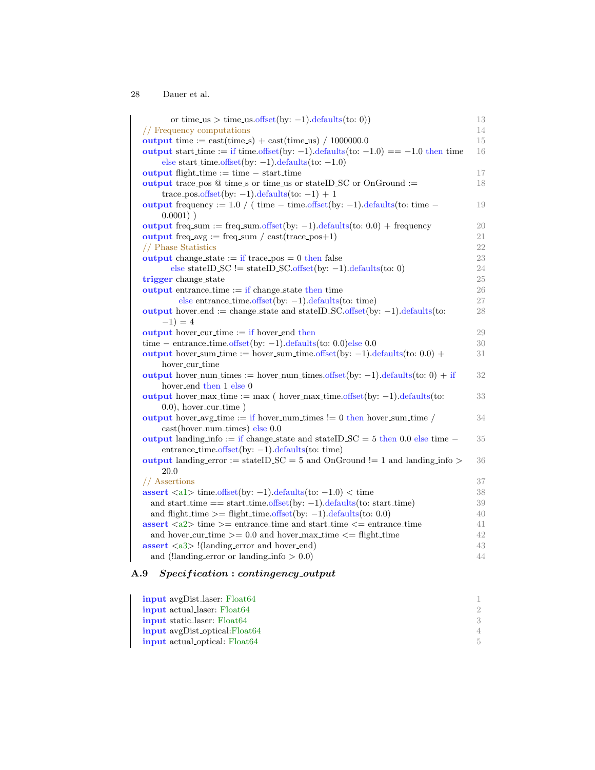```
        or time_us > time_us.offset(by: −1).defaults(to: 0))                      13
// Frequency computations                                                         14
output time := cast(time_s) + cast(time_us) / 1000000.0                           15
output start_time := if time.offset(by: −1).defaults(to: −1.0) == −1.0 then time  16
    else start_time.offset(by: −1).defaults(to: −1.0)
output flight_time := time − start_time                                           17
output trace_pos @ time_s or time_us or stateID_SC or OnGround :=                 18
    trace_pos.offset(by: −1).defaults(to: −1) + 1
output frequency := 1.0 / ( time − time.offset(by: −1).defaults(to: time −        19
    0.0001) )
output freq_sum := freq_sum.offset(by: −1).defaults(to: 0.0) + frequency          20
output freq_avg := freq_sum / cast(trace_pos+1)                                   21
// Phase Statistics                                                               22
output change_state := if trace_pos = 0 then false                                23
        else stateID_SC != stateID_SC.offset(by: −1).defaults(to: 0)              24
trigger change_state                                                              25
output entrance_time := if change_state then time                                 26
          else entrance_time.offset(by: −1).defaults(to: time)                    27
output hover_end := change_state and stateID_SC.offset(by: −1).defaults(to:       28
    −1) = 4
output hover_cur_time := if hover_end then                                        29
time − entrance_time.offset(by: −1).defaults(to: 0.0)else 0.0                     30
output hover_sum_time := hover_sum_time.offset(by: −1).defaults(to: 0.0) +        31
    hover_cur_time
output hover_num_times := hover_num_times.offset(by: −1).defaults(to: 0) + if     32
    hover_end then 1 else 0
output hover_max_time := max ( hover_max_time.offset(by: −1).defaults(to:         33
    0.0), hover_cur_time )
output hover_avg_time := if hover_num_times != 0 then hover_sum_time /            34
    cast(hover_num_times) else 0.0
output landing_info := if change_state and stateID_SC = 5 then 0.0 else time −    35
    entrance_time.offset(by: −1).defaults(to: time)
output landing_error := stateID_SC = 5 and OnGround != 1 and landing_info >       36
    20.0
// Assertions                                                                     37
assert <a1> time.offset(by: −1).defaults(to: −1.0) < time                         38
  and start_time == start_time.offset(by: −1).defaults(to: start_time)            39
  and flight_time >= flight_time.offset(by: −1).defaults(to: 0.0)                 40
assert <a2> time >= entrance_time and start_time <= entrance_time                 41
  and hover_cur_time >= 0.0 and hover_max_time <= flight_time                     42
assert <a3> !(landing_error and hover_end)                                        43
  and (!landing_error or landing_info > 0.0)                                      44
```

## A.9 *Specification : contingency_output*

```
input avgDist_laser: Float64                                                      1
input actual_laser: Float64                                                       2
input static_laser: Float64                                                       3
input avgDist_optical:Float64                                                     4
input actual_optical: Float64                                                     5
```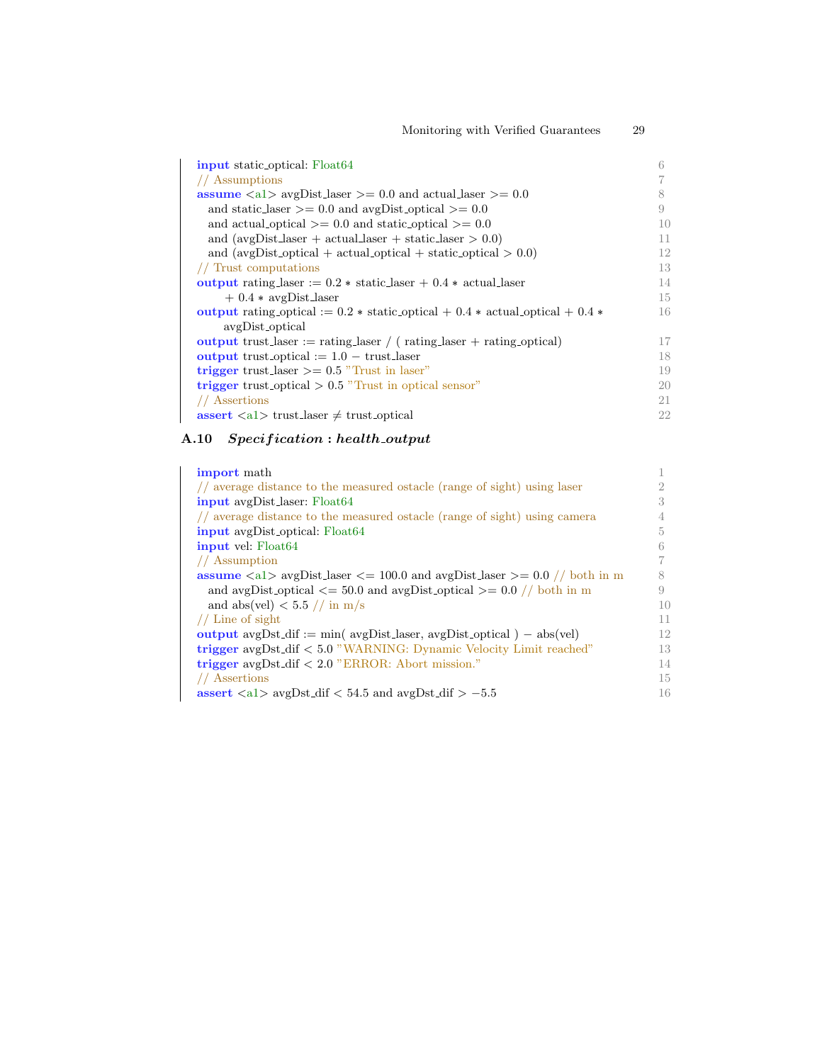```
input static_optical: Float64
// Assumptions
assume <a1> avgDist_laser >= 0.0 and actual_laser >= 0.0
  and static_laser >= 0.0 and avgDist_optical >= 0.0
  and actual_optical >= 0.0 and static_optical >= 0.0
  and (avgDist_laser + actual_laser + static_laser > 0.0)
  and (avgDist_optical + actual_optical + static_optical > 0.0)
// Trust computations
output rating_laser := 0.2 * static_laser + 0.4 * actual_laser
     + 0.4 * avgDist_laser
output rating_optical := 0.2 * static_optical + 0.4 * actual_optical + 0.4 *
     avgDist_optical
output trust_laser := rating_laser / ( rating_laser + rating_optical)
output trust_optical := 1.0 − trust_laser
trigger trust_laser >= 0.5 "Trust in laser"
trigger trust_optical > 0.5 "Trust in optical sensor"
// Assertions
assert <a1> trust_laser ≠ trust_optical
```

## A.10 *Specification : health_output*

```
import math
// average distance to the measured ostacle (range of sight) using laser
input avgDist_laser: Float64
// average distance to the measured ostacle (range of sight) using camera
input avgDist_optical: Float64
input vel: Float64
// Assumption
assume <a1> avgDist_laser <= 100.0 and avgDist_laser >= 0.0 // both in m
  and avgDist_optical <= 50.0 and avgDist_optical >= 0.0 // both in m
  and abs(vel) < 5.5 // in m/s
// Line of sight
output avgDst_dif := min( avgDist_laser, avgDist_optical ) − abs(vel)
trigger avgDst_dif < 5.0 "WARNING: Dynamic Velocity Limit reached"
trigger avgDst_dif < 2.0 "ERROR: Abort mission."
// Assertions
assert <a1> avgDst_dif < 54.5 and avgDst_dif > −5.5
```